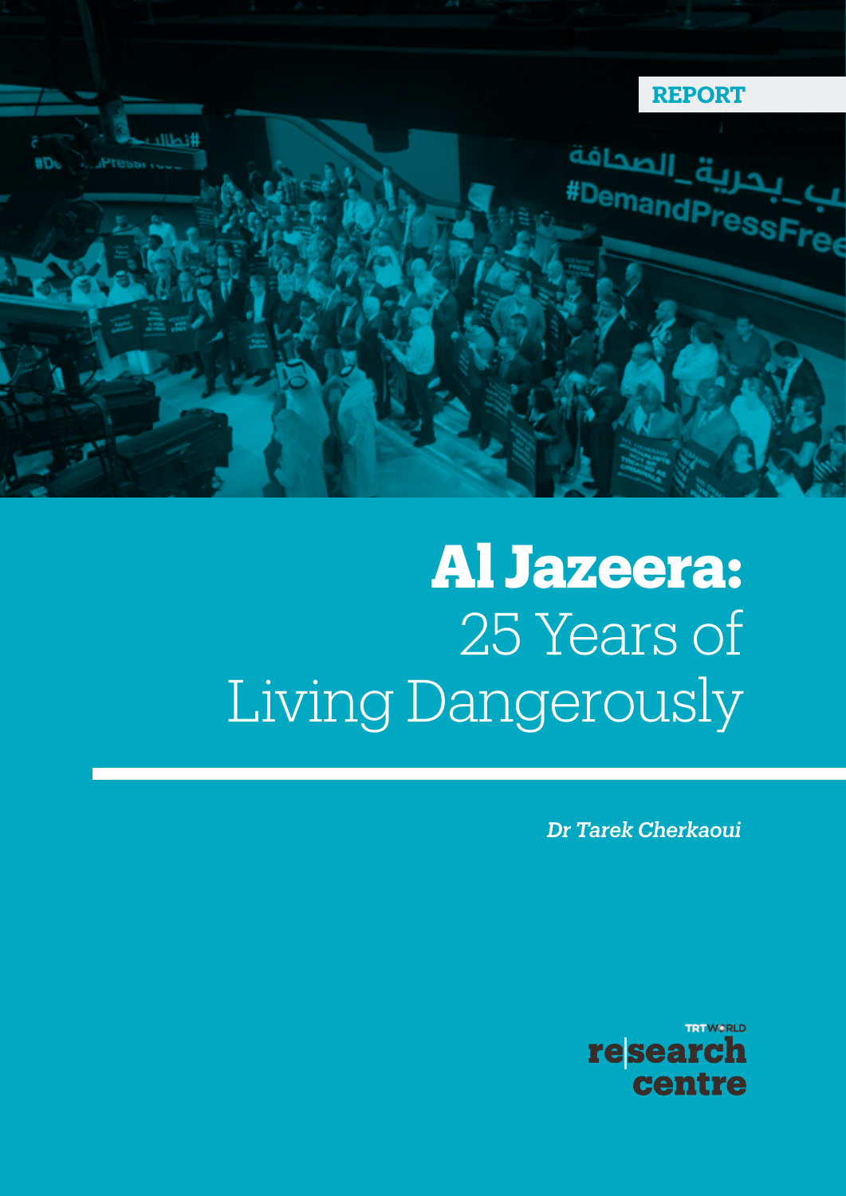REPORT

# Al Jazeera: 25 Years of Living Dangerously

*Dr Tarek Cherkaoui*

TRT WORLD research centre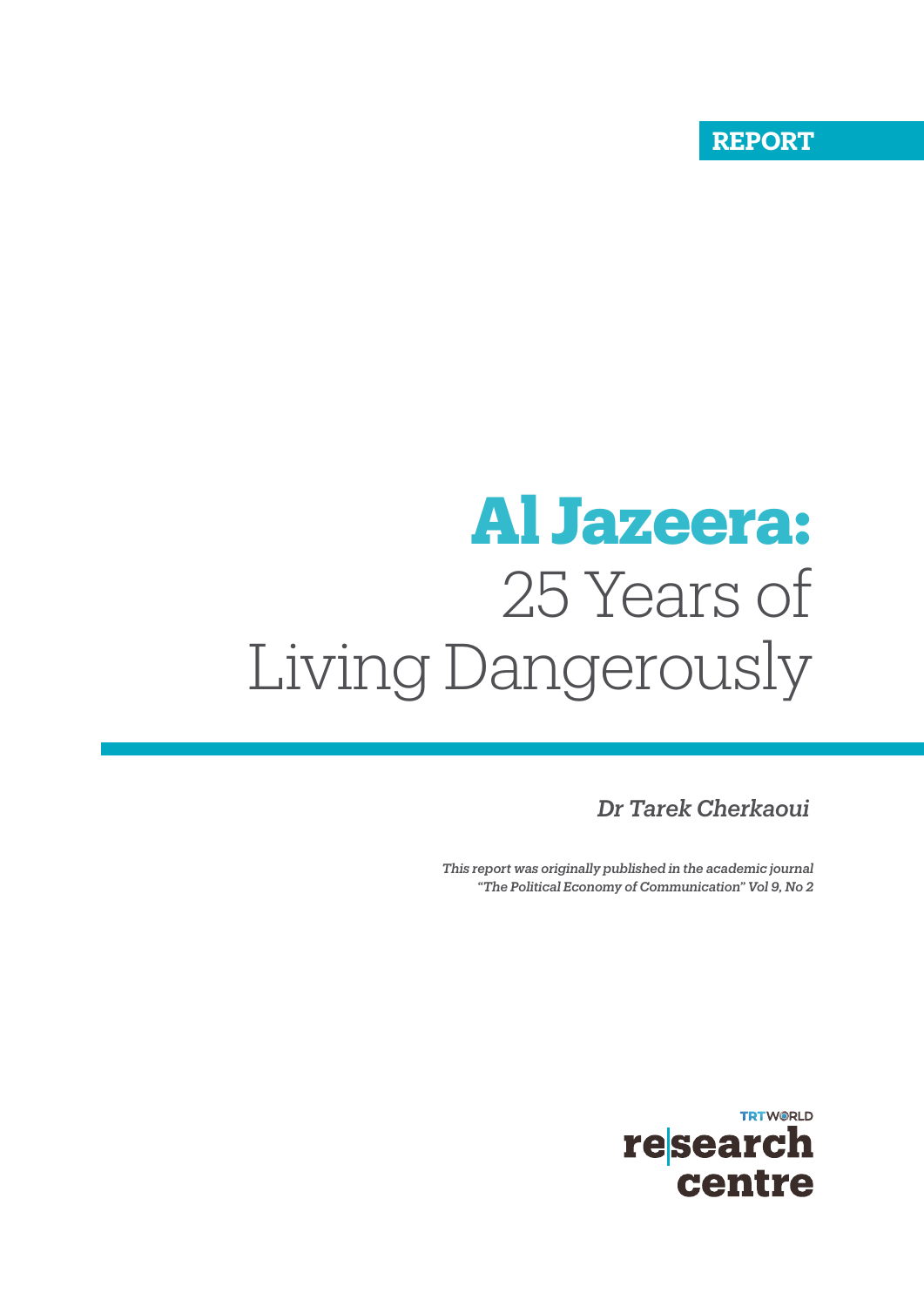REPORT

# Al Jazeera: 25 Years of Living Dangerously

*Dr Tarek Cherkaoui*

*This report was originally published in the academic journal "The Political Economy of Communication" Vol 9, No 2*

TRTWORLD research centre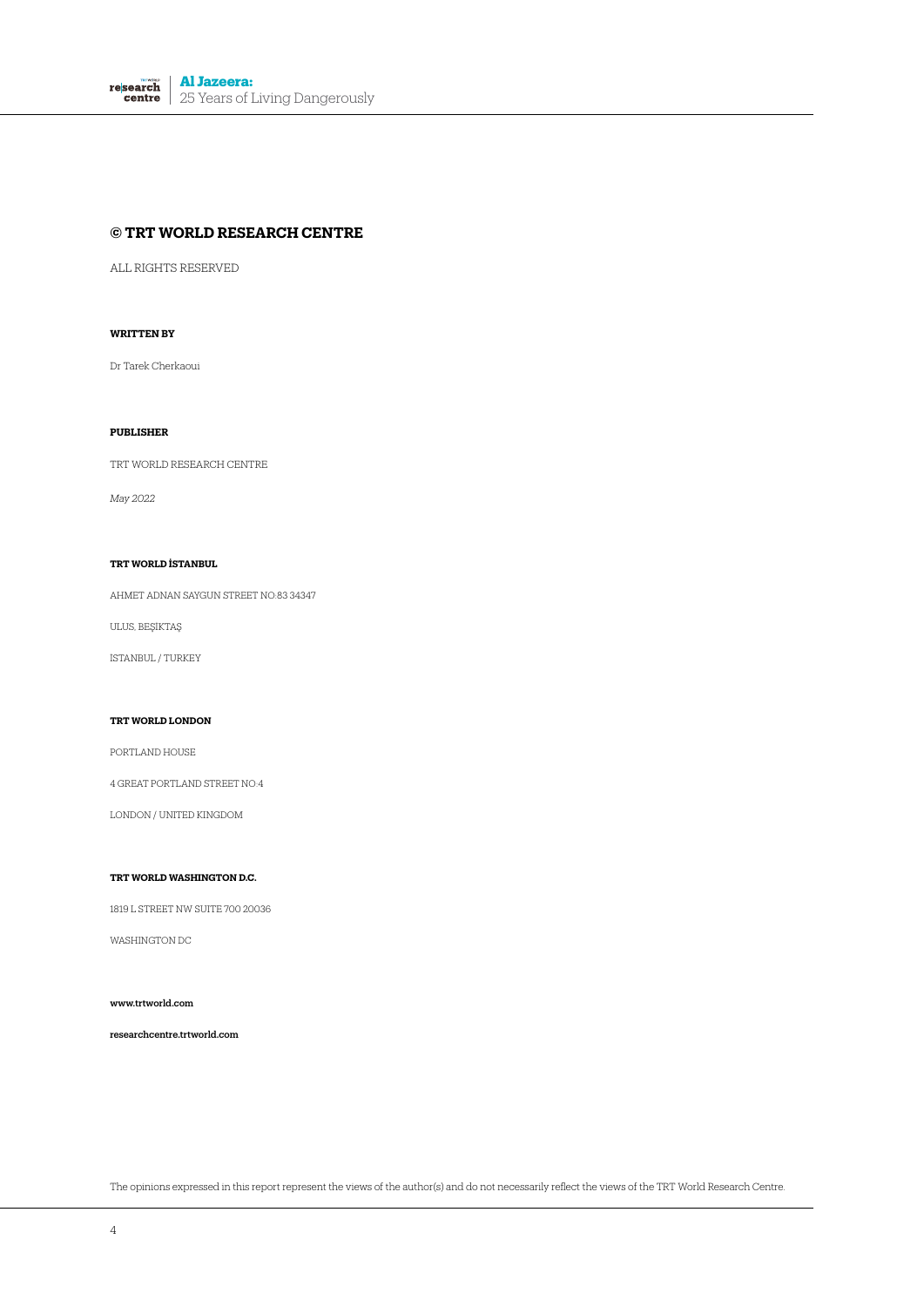## © TRT WORLD RESEARCH CENTRE

ALL RIGHTS RESERVED

**WRITTEN BY**

Dr Tarek Cherkaoui

**PUBLISHER**

TRT WORLD RESEARCH CENTRE

*May 2022*

**TRT WORLD İSTANBUL**

AHMET ADNAN SAYGUN STREET NO:83 34347

ULUS, BEŞIKTAŞ

İSTANBUL / TURKEY

**TRT WORLD LONDON**

PORTLAND HOUSE

4 GREAT PORTLAND STREET NO:4

LONDON / UNITED KINGDOM

**TRT WORLD WASHINGTON D.C.**

1819 L STREET NW SUITE 700 20036

WASHINGTON DC

**www.trtworld.com**

**researchcentre.trtworld.com**

The opinions expressed in this report represent the views of the author(s) and do not necessarily reflect the views of the TRT World Research Centre.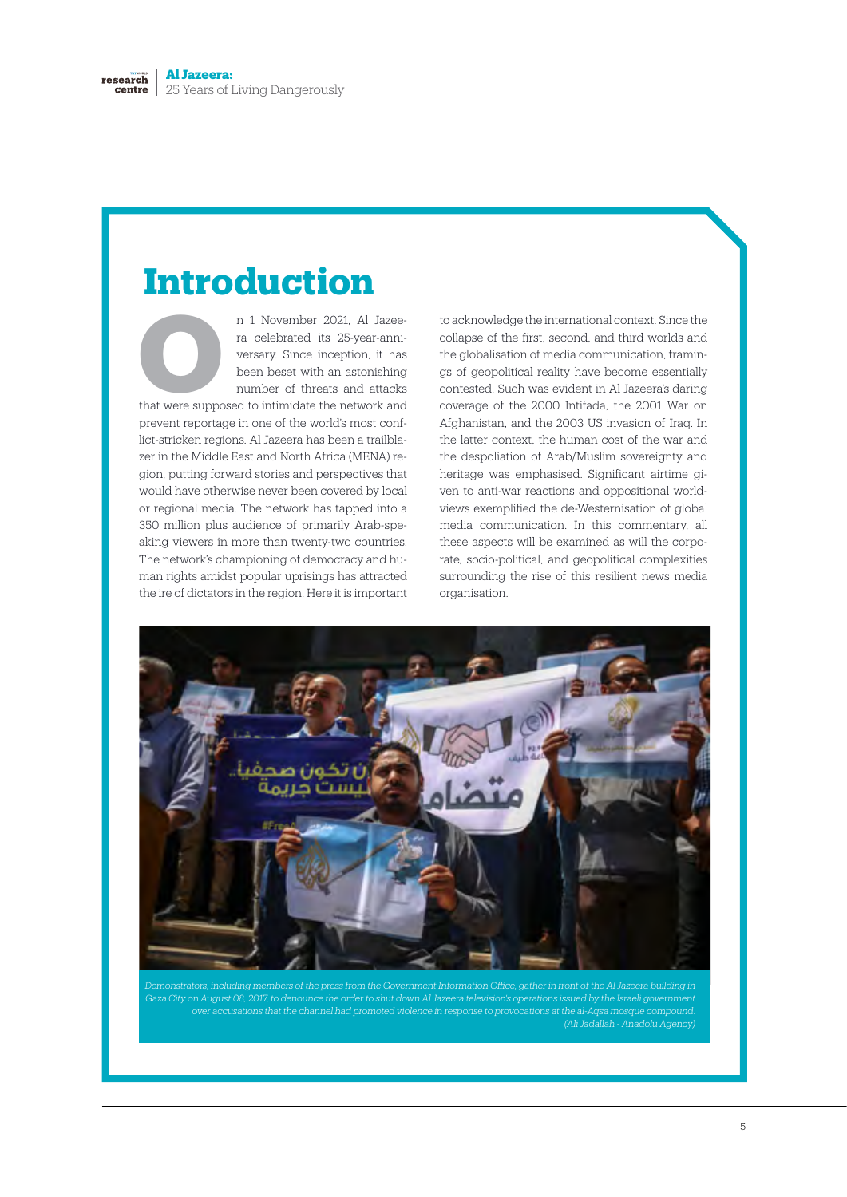# Introduction

On 1 November 2021, Al Jazeera celebrated its 25-year-anniversary. Since inception, it has been beset with an astonishing number of threats and attacks that were supposed to intimidate the network and prevent reportage in one of the world's most conflict-stricken regions. Al Jazeera has been a trailblazer in the Middle East and North Africa (MENA) region, putting forward stories and perspectives that would have otherwise never been covered by local or regional media. The network has tapped into a 350 million plus audience of primarily Arab-speaking viewers in more than twenty-two countries. The network's championing of democracy and human rights amidst popular uprisings has attracted the ire of dictators in the region. Here it is important to acknowledge the international context. Since the collapse of the first, second, and third worlds and the globalisation of media communication, framings of geopolitical reality have become essentially contested. Such was evident in Al Jazeera's daring coverage of the 2000 Intifada, the 2001 War on Afghanistan, and the 2003 US invasion of Iraq. In the latter context, the human cost of the war and the despoliation of Arab/Muslim sovereignty and heritage was emphasised. Significant airtime given to anti-war reactions and oppositional worldviews exemplified the de-Westernisation of global media communication. In this commentary, all these aspects will be examined as will the corporate, socio-political, and geopolitical complexities surrounding the rise of this resilient news media organisation.

*Demonstrators, including members of the press from the Government Information Office, gather in front of the Al Jazeera building in Gaza City on August 08, 2017, to denounce the order to shut down Al Jazeera television's operations issued by the Israeli government over accusations that the channel had promoted violence in response to provocations at the al-Aqsa mosque compound. (Ali Jadallah - Anadolu Agency)*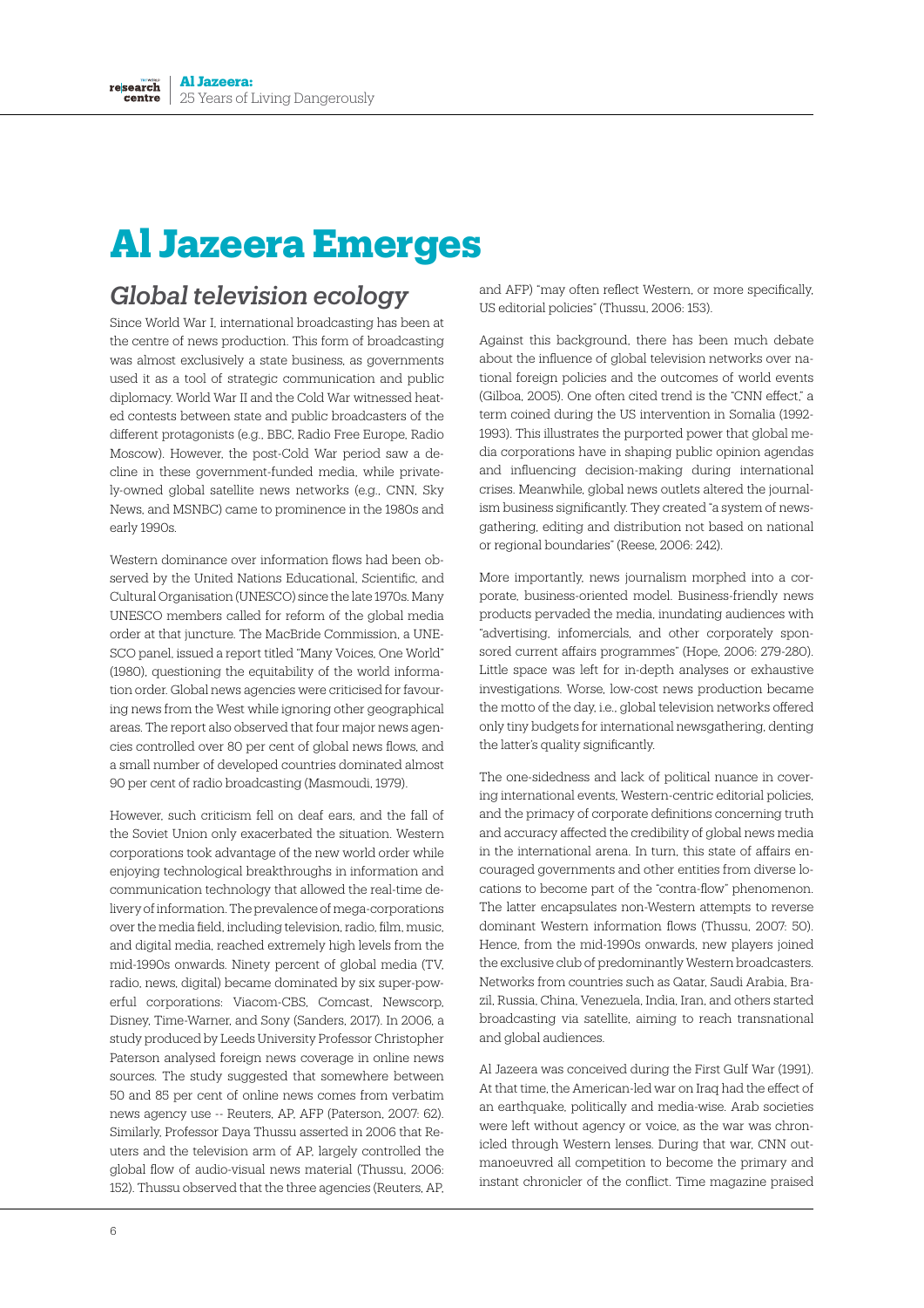# Al Jazeera Emerges

## *Global television ecology*

Since World War I, international broadcasting has been at the centre of news production. This form of broadcasting was almost exclusively a state business, as governments used it as a tool of strategic communication and public diplomacy. World War II and the Cold War witnessed heated contests between state and public broadcasters of the different protagonists (e.g., BBC, Radio Free Europe, Radio Moscow). However, the post-Cold War period saw a decline in these government-funded media, while privately-owned global satellite news networks (e.g., CNN, Sky News, and MSNBC) came to prominence in the 1980s and early 1990s.

Western dominance over information flows had been observed by the United Nations Educational, Scientific, and Cultural Organisation (UNESCO) since the late 1970s. Many UNESCO members called for reform of the global media order at that juncture. The MacBride Commission, a UNESCO panel, issued a report titled "Many Voices, One World" (1980), questioning the equitability of the world information order. Global news agencies were criticised for favouring news from the West while ignoring other geographical areas. The report also observed that four major news agencies controlled over 80 per cent of global news flows, and a small number of developed countries dominated almost 90 per cent of radio broadcasting (Masmoudi, 1979).

However, such criticism fell on deaf ears, and the fall of the Soviet Union only exacerbated the situation. Western corporations took advantage of the new world order while enjoying technological breakthroughs in information and communication technology that allowed the real-time delivery of information. The prevalence of mega-corporations over the media field, including television, radio, film, music, and digital media, reached extremely high levels from the mid-1990s onwards. Ninety percent of global media (TV, radio, news, digital) became dominated by six super-powerful corporations: Viacom-CBS, Comcast, Newscorp, Disney, Time-Warner, and Sony (Sanders, 2017). In 2006, a study produced by Leeds University Professor Christopher Paterson analysed foreign news coverage in online news sources. The study suggested that somewhere between 50 and 85 per cent of online news comes from verbatim news agency use -- Reuters, AP, AFP (Paterson, 2007: 62). Similarly, Professor Daya Thussu asserted in 2006 that Reuters and the television arm of AP, largely controlled the global flow of audio-visual news material (Thussu, 2006: 152). Thussu observed that the three agencies (Reuters, AP, and AFP) "may often reflect Western, or more specifically, US editorial policies" (Thussu, 2006: 153).

Against this background, there has been much debate about the influence of global television networks over national foreign policies and the outcomes of world events (Gilboa, 2005). One often cited trend is the "CNN effect," a term coined during the US intervention in Somalia (1992-1993). This illustrates the purported power that global media corporations have in shaping public opinion agendas and influencing decision-making during international crises. Meanwhile, global news outlets altered the journalism business significantly. They created "a system of newsgathering, editing and distribution not based on national or regional boundaries" (Reese, 2006: 242).

More importantly, news journalism morphed into a corporate, business-oriented model. Business-friendly news products pervaded the media, inundating audiences with "advertising, infomercials, and other corporately sponsored current affairs programmes" (Hope, 2006: 279-280). Little space was left for in-depth analyses or exhaustive investigations. Worse, low-cost news production became the motto of the day, i.e., global television networks offered only tiny budgets for international newsgathering, denting the latter's quality significantly.

The one-sidedness and lack of political nuance in covering international events, Western-centric editorial policies, and the primacy of corporate definitions concerning truth and accuracy affected the credibility of global news media in the international arena. In turn, this state of affairs encouraged governments and other entities from diverse locations to become part of the "contra-flow" phenomenon. The latter encapsulates non-Western attempts to reverse dominant Western information flows (Thussu, 2007: 50). Hence, from the mid-1990s onwards, new players joined the exclusive club of predominantly Western broadcasters. Networks from countries such as Qatar, Saudi Arabia, Brazil, Russia, China, Venezuela, India, Iran, and others started broadcasting via satellite, aiming to reach transnational and global audiences.

Al Jazeera was conceived during the First Gulf War (1991). At that time, the American-led war on Iraq had the effect of an earthquake, politically and media-wise. Arab societies were left without agency or voice, as the war was chronicled through Western lenses. During that war, CNN outmanoeuvred all competition to become the primary and instant chronicler of the conflict. Time magazine praised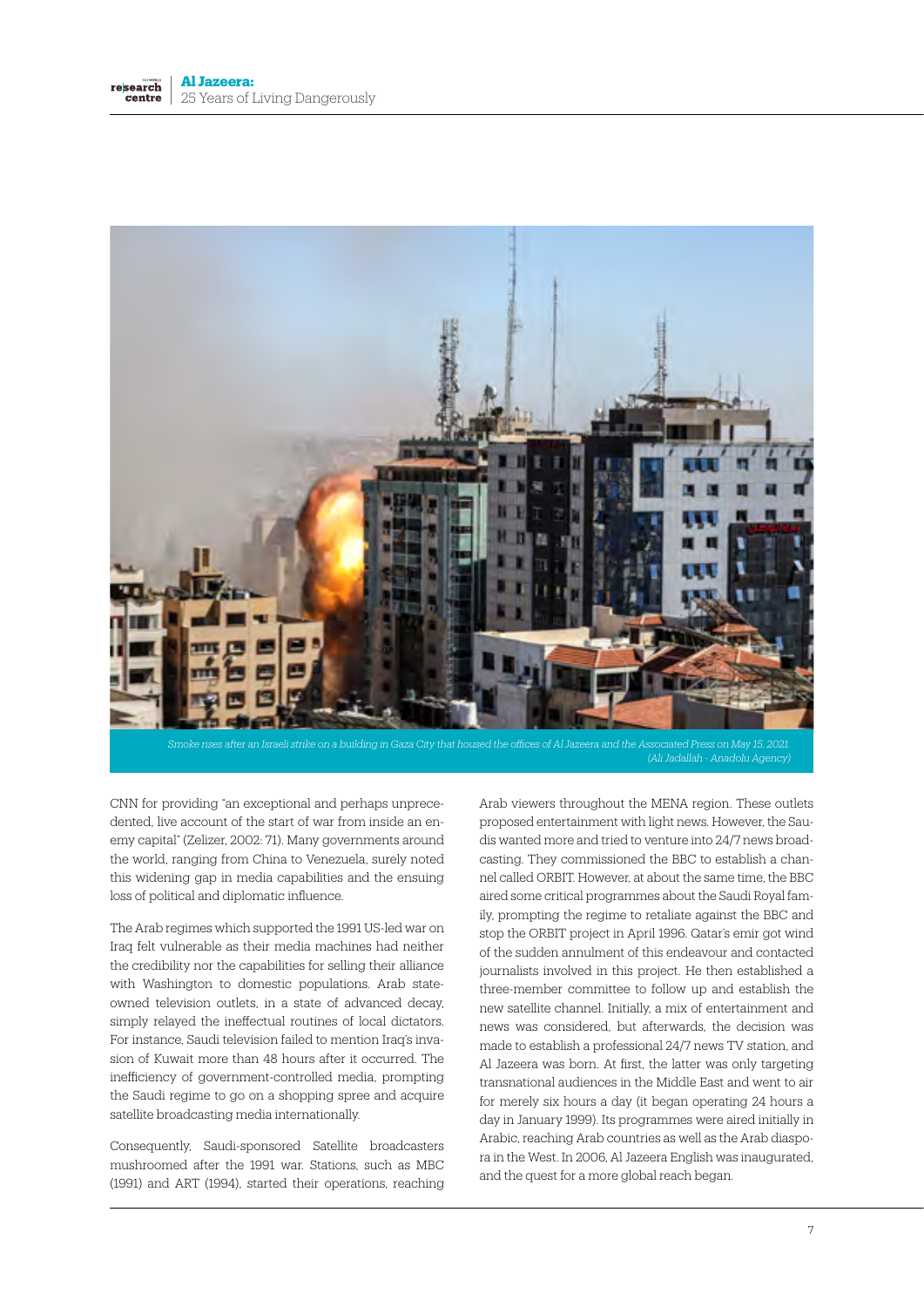Smoke rises after an Israeli strike on a building in Gaza City that housed the offices of Al Jazeera and the Associated Press on May 15, 2021. (Ali Jadallah - Anadolu Agency)

CNN for providing "an exceptional and perhaps unprecedented, live account of the start of war from inside an enemy capital" (Zelizer, 2002: 71). Many governments around the world, ranging from China to Venezuela, surely noted this widening gap in media capabilities and the ensuing loss of political and diplomatic influence.

The Arab regimes which supported the 1991 US-led war on Iraq felt vulnerable as their media machines had neither the credibility nor the capabilities for selling their alliance with Washington to domestic populations. Arab state-owned television outlets, in a state of advanced decay, simply relayed the ineffectual routines of local dictators. For instance, Saudi television failed to mention Iraq's invasion of Kuwait more than 48 hours after it occurred. The inefficiency of government-controlled media, prompting the Saudi regime to go on a shopping spree and acquire satellite broadcasting media internationally.

Consequently, Saudi-sponsored Satellite broadcasters mushroomed after the 1991 war. Stations, such as MBC (1991) and ART (1994), started their operations, reaching Arab viewers throughout the MENA region. These outlets proposed entertainment with light news. However, the Saudis wanted more and tried to venture into 24/7 news broadcasting. They commissioned the BBC to establish a channel called ORBIT. However, at about the same time, the BBC aired some critical programmes about the Saudi Royal family, prompting the regime to retaliate against the BBC and stop the ORBIT project in April 1996. Qatar's emir got wind of the sudden annulment of this endeavour and contacted journalists involved in this project. He then established a three-member committee to follow up and establish the new satellite channel. Initially, a mix of entertainment and news was considered, but afterwards, the decision was made to establish a professional 24/7 news TV station, and Al Jazeera was born. At first, the latter was only targeting transnational audiences in the Middle East and went to air for merely six hours a day (it began operating 24 hours a day in January 1999). Its programmes were aired initially in Arabic, reaching Arab countries as well as the Arab diaspora in the West. In 2006, Al Jazeera English was inaugurated, and the quest for a more global reach began.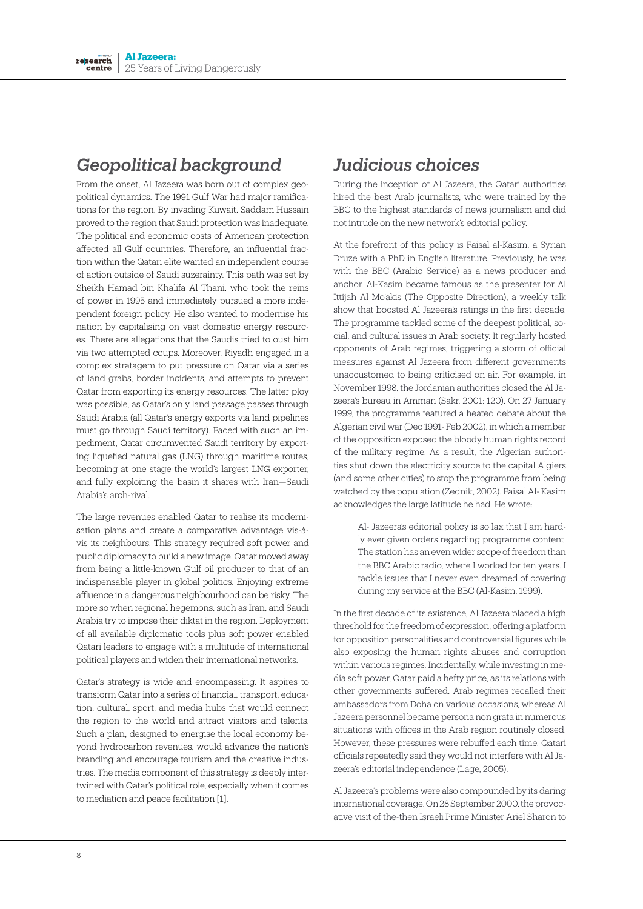## *Geopolitical background*

From the onset, Al Jazeera was born out of complex geopolitical dynamics. The 1991 Gulf War had major ramifications for the region. By invading Kuwait, Saddam Hussain proved to the region that Saudi protection was inadequate. The political and economic costs of American protection affected all Gulf countries. Therefore, an influential faction within the Qatari elite wanted an independent course of action outside of Saudi suzerainty. This path was set by Sheikh Hamad bin Khalifa Al Thani, who took the reins of power in 1995 and immediately pursued a more independent foreign policy. He also wanted to modernise his nation by capitalising on vast domestic energy resources. There are allegations that the Saudis tried to oust him via two attempted coups. Moreover, Riyadh engaged in a complex stratagem to put pressure on Qatar via a series of land grabs, border incidents, and attempts to prevent Qatar from exporting its energy resources. The latter ploy was possible, as Qatar's only land passage passes through Saudi Arabia (all Qatar's energy exports via land pipelines must go through Saudi territory). Faced with such an impediment, Qatar circumvented Saudi territory by exporting liquefied natural gas (LNG) through maritime routes, becoming at one stage the world's largest LNG exporter, and fully exploiting the basin it shares with Iran—Saudi Arabia's arch-rival.

The large revenues enabled Qatar to realise its modernisation plans and create a comparative advantage vis-à-vis its neighbours. This strategy required soft power and public diplomacy to build a new image. Qatar moved away from being a little-known Gulf oil producer to that of an indispensable player in global politics. Enjoying extreme affluence in a dangerous neighbourhood can be risky. The more so when regional hegemons, such as Iran, and Saudi Arabia try to impose their diktat in the region. Deployment of all available diplomatic tools plus soft power enabled Qatari leaders to engage with a multitude of international political players and widen their international networks.

Qatar's strategy is wide and encompassing. It aspires to transform Qatar into a series of financial, transport, education, cultural, sport, and media hubs that would connect the region to the world and attract visitors and talents. Such a plan, designed to energise the local economy beyond hydrocarbon revenues, would advance the nation's branding and encourage tourism and the creative industries. The media component of this strategy is deeply intertwined with Qatar's political role, especially when it comes to mediation and peace facilitation [1].

## *Judicious choices*

During the inception of Al Jazeera, the Qatari authorities hired the best Arab journalists, who were trained by the BBC to the highest standards of news journalism and did not intrude on the new network's editorial policy.

At the forefront of this policy is Faisal al-Kasim, a Syrian Druze with a PhD in English literature. Previously, he was with the BBC (Arabic Service) as a news producer and anchor. Al-Kasim became famous as the presenter for Al Ittijah Al Mo'akis (The Opposite Direction), a weekly talk show that boosted Al Jazeera's ratings in the first decade. The programme tackled some of the deepest political, social, and cultural issues in Arab society. It regularly hosted opponents of Arab regimes, triggering a storm of official measures against Al Jazeera from different governments unaccustomed to being criticised on air. For example, in November 1998, the Jordanian authorities closed the Al Jazeera's bureau in Amman (Sakr, 2001: 120). On 27 January 1999, the programme featured a heated debate about the Algerian civil war (Dec 1991- Feb 2002), in which a member of the opposition exposed the bloody human rights record of the military regime. As a result, the Algerian authorities shut down the electricity source to the capital Algiers (and some other cities) to stop the programme from being watched by the population (Zednik, 2002). Faisal Al- Kasim acknowledges the large latitude he had. He wrote:

> Al- Jazeera's editorial policy is so lax that I am hardly ever given orders regarding programme content. The station has an even wider scope of freedom than the BBC Arabic radio, where I worked for ten years. I tackle issues that I never even dreamed of covering during my service at the BBC (Al-Kasim, 1999).

In the first decade of its existence, Al Jazeera placed a high threshold for the freedom of expression, offering a platform for opposition personalities and controversial figures while also exposing the human rights abuses and corruption within various regimes. Incidentally, while investing in media soft power, Qatar paid a hefty price, as its relations with other governments suffered. Arab regimes recalled their ambassadors from Doha on various occasions, whereas Al Jazeera personnel became persona non grata in numerous situations with offices in the Arab region routinely closed. However, these pressures were rebuffed each time. Qatari officials repeatedly said they would not interfere with Al Jazeera's editorial independence (Lage, 2005).

Al Jazeera's problems were also compounded by its daring international coverage. On 28 September 2000, the provocative visit of the-then Israeli Prime Minister Ariel Sharon to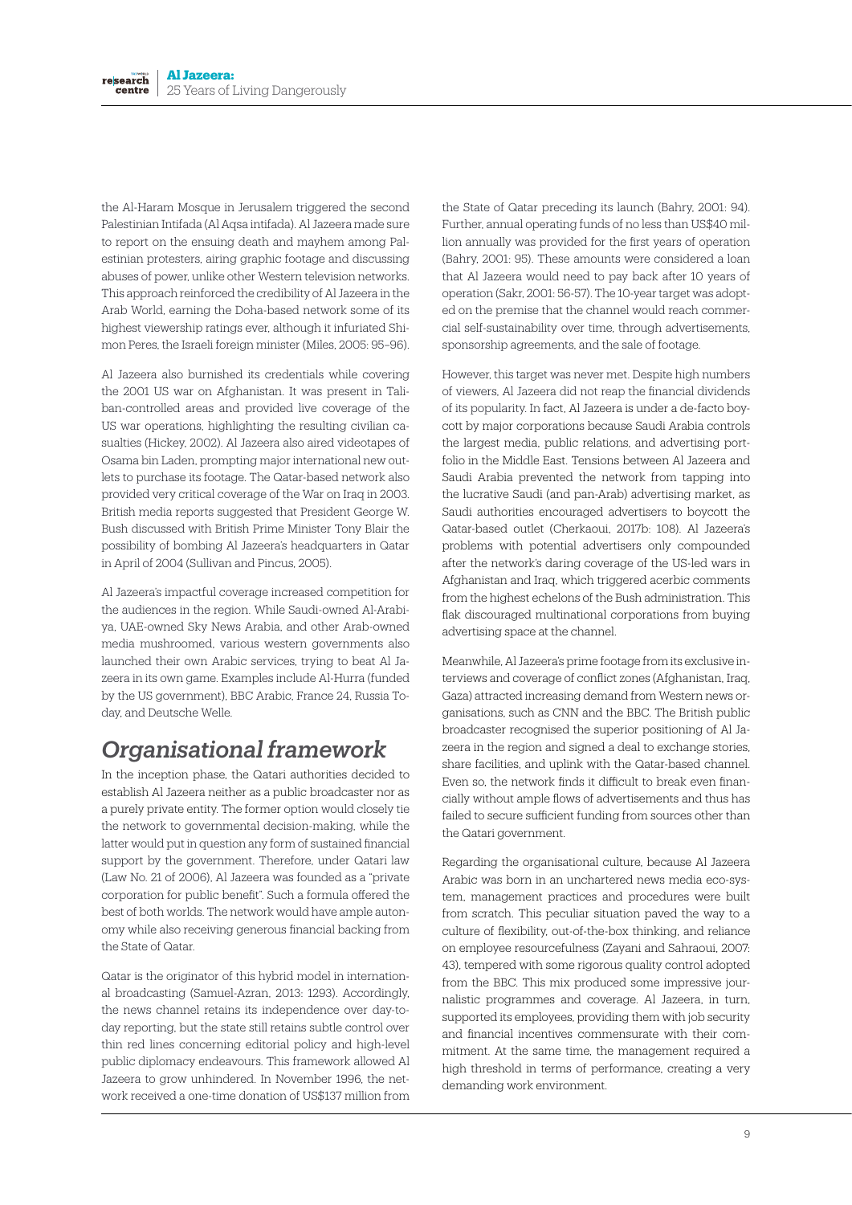the Al-Haram Mosque in Jerusalem triggered the second Palestinian Intifada (Al Aqsa intifada). Al Jazeera made sure to report on the ensuing death and mayhem among Palestinian protesters, airing graphic footage and discussing abuses of power, unlike other Western television networks. This approach reinforced the credibility of Al Jazeera in the Arab World, earning the Doha-based network some of its highest viewership ratings ever, although it infuriated Shimon Peres, the Israeli foreign minister (Miles, 2005: 95–96).

Al Jazeera also burnished its credentials while covering the 2001 US war on Afghanistan. It was present in Taliban-controlled areas and provided live coverage of the US war operations, highlighting the resulting civilian casualties (Hickey, 2002). Al Jazeera also aired videotapes of Osama bin Laden, prompting major international new outlets to purchase its footage. The Qatar-based network also provided very critical coverage of the War on Iraq in 2003. British media reports suggested that President George W. Bush discussed with British Prime Minister Tony Blair the possibility of bombing Al Jazeera's headquarters in Qatar in April of 2004 (Sullivan and Pincus, 2005).

Al Jazeera's impactful coverage increased competition for the audiences in the region. While Saudi-owned Al-Arabiya, UAE-owned Sky News Arabia, and other Arab-owned media mushroomed, various western governments also launched their own Arabic services, trying to beat Al Jazeera in its own game. Examples include Al-Hurra (funded by the US government), BBC Arabic, France 24, Russia Today, and Deutsche Welle.

## Organisational framework

In the inception phase, the Qatari authorities decided to establish Al Jazeera neither as a public broadcaster nor as a purely private entity. The former option would closely tie the network to governmental decision-making, while the latter would put in question any form of sustained financial support by the government. Therefore, under Qatari law (Law No. 21 of 2006), Al Jazeera was founded as a "private corporation for public benefit". Such a formula offered the best of both worlds. The network would have ample autonomy while also receiving generous financial backing from the State of Qatar.

Qatar is the originator of this hybrid model in international broadcasting (Samuel-Azran, 2013: 1293). Accordingly, the news channel retains its independence over day-to-day reporting, but the state still retains subtle control over thin red lines concerning editorial policy and high-level public diplomacy endeavours. This framework allowed Al Jazeera to grow unhindered. In November 1996, the network received a one-time donation of US$137 million from the State of Qatar preceding its launch (Bahry, 2001: 94). Further, annual operating funds of no less than US$40 million annually was provided for the first years of operation (Bahry, 2001: 95). These amounts were considered a loan that Al Jazeera would need to pay back after 10 years of operation (Sakr, 2001: 56-57). The 10-year target was adopted on the premise that the channel would reach commercial self-sustainability over time, through advertisements, sponsorship agreements, and the sale of footage.

However, this target was never met. Despite high numbers of viewers, Al Jazeera did not reap the financial dividends of its popularity. In fact, Al Jazeera is under a de-facto boycott by major corporations because Saudi Arabia controls the largest media, public relations, and advertising portfolio in the Middle East. Tensions between Al Jazeera and Saudi Arabia prevented the network from tapping into the lucrative Saudi (and pan-Arab) advertising market, as Saudi authorities encouraged advertisers to boycott the Qatar-based outlet (Cherkaoui, 2017b: 108). Al Jazeera's problems with potential advertisers only compounded after the network's daring coverage of the US-led wars in Afghanistan and Iraq, which triggered acerbic comments from the highest echelons of the Bush administration. This flak discouraged multinational corporations from buying advertising space at the channel.

Meanwhile, Al Jazeera's prime footage from its exclusive interviews and coverage of conflict zones (Afghanistan, Iraq, Gaza) attracted increasing demand from Western news organisations, such as CNN and the BBC. The British public broadcaster recognised the superior positioning of Al Jazeera in the region and signed a deal to exchange stories, share facilities, and uplink with the Qatar-based channel. Even so, the network finds it difficult to break even financially without ample flows of advertisements and thus has failed to secure sufficient funding from sources other than the Qatari government.

Regarding the organisational culture, because Al Jazeera Arabic was born in an unchartered news media eco-system, management practices and procedures were built from scratch. This peculiar situation paved the way to a culture of flexibility, out-of-the-box thinking, and reliance on employee resourcefulness (Zayani and Sahraoui, 2007: 43), tempered with some rigorous quality control adopted from the BBC. This mix produced some impressive journalistic programmes and coverage. Al Jazeera, in turn, supported its employees, providing them with job security and financial incentives commensurate with their commitment. At the same time, the management required a high threshold in terms of performance, creating a very demanding work environment.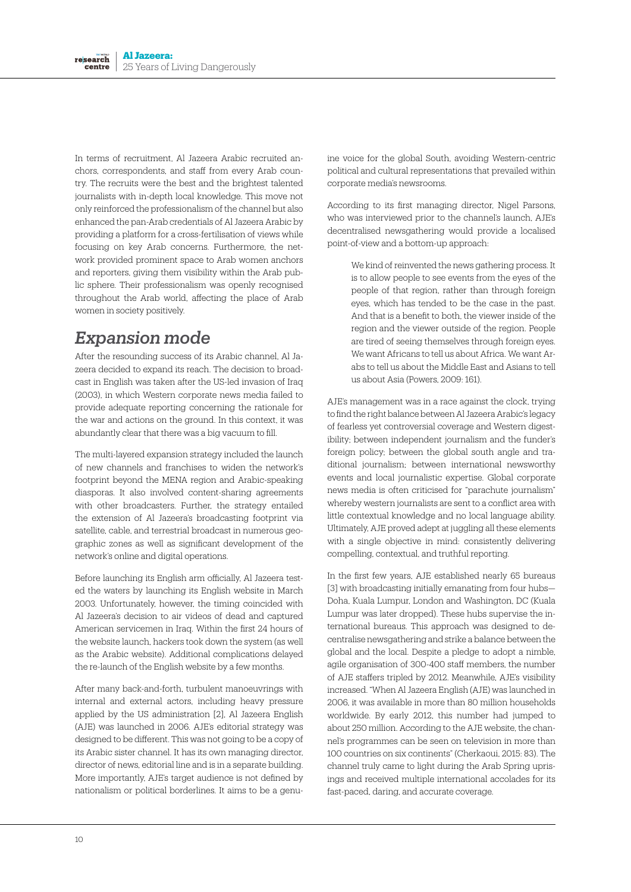In terms of recruitment, Al Jazeera Arabic recruited anchors, correspondents, and staff from every Arab country. The recruits were the best and the brightest talented journalists with in-depth local knowledge. This move not only reinforced the professionalism of the channel but also enhanced the pan-Arab credentials of Al Jazeera Arabic by providing a platform for a cross-fertilisation of views while focusing on key Arab concerns. Furthermore, the network provided prominent space to Arab women anchors and reporters, giving them visibility within the Arab public sphere. Their professionalism was openly recognised throughout the Arab world, affecting the place of Arab women in society positively.

## *Expansion mode*

After the resounding success of its Arabic channel, Al Jazeera decided to expand its reach. The decision to broadcast in English was taken after the US-led invasion of Iraq (2003), in which Western corporate news media failed to provide adequate reporting concerning the rationale for the war and actions on the ground. In this context, it was abundantly clear that there was a big vacuum to fill.

The multi-layered expansion strategy included the launch of new channels and franchises to widen the network's footprint beyond the MENA region and Arabic-speaking diasporas. It also involved content-sharing agreements with other broadcasters. Further, the strategy entailed the extension of Al Jazeera's broadcasting footprint via satellite, cable, and terrestrial broadcast in numerous geographic zones as well as significant development of the network's online and digital operations.

Before launching its English arm officially, Al Jazeera tested the waters by launching its English website in March 2003. Unfortunately, however, the timing coincided with Al Jazeera's decision to air videos of dead and captured American servicemen in Iraq. Within the first 24 hours of the website launch, hackers took down the system (as well as the Arabic website). Additional complications delayed the re-launch of the English website by a few months.

After many back-and-forth, turbulent manoeuvrings with internal and external actors, including heavy pressure applied by the US administration [2], Al Jazeera English (AJE) was launched in 2006. AJE's editorial strategy was designed to be different. This was not going to be a copy of its Arabic sister channel. It has its own managing director, director of news, editorial line and is in a separate building. More importantly, AJE's target audience is not defined by nationalism or political borderlines. It aims to be a genuine voice for the global South, avoiding Western-centric political and cultural representations that prevailed within corporate media's newsrooms.

According to its first managing director, Nigel Parsons, who was interviewed prior to the channel's launch, AJE's decentralised newsgathering would provide a localised point-of-view and a bottom-up approach:

> We kind of reinvented the news gathering process. It is to allow people to see events from the eyes of the people of that region, rather than through foreign eyes, which has tended to be the case in the past. And that is a benefit to both, the viewer inside of the region and the viewer outside of the region. People are tired of seeing themselves through foreign eyes. We want Africans to tell us about Africa. We want Arabs to tell us about the Middle East and Asians to tell us about Asia (Powers, 2009: 161).

AJE's management was in a race against the clock, trying to find the right balance between Al Jazeera Arabic's legacy of fearless yet controversial coverage and Western digestibility; between independent journalism and the funder's foreign policy; between the global south angle and traditional journalism; between international newsworthy events and local journalistic expertise. Global corporate news media is often criticised for "parachute journalism" whereby western journalists are sent to a conflict area with little contextual knowledge and no local language ability. Ultimately, AJE proved adept at juggling all these elements with a single objective in mind: consistently delivering compelling, contextual, and truthful reporting.

In the first few years, AJE established nearly 65 bureaus [3] with broadcasting initially emanating from four hubs—Doha, Kuala Lumpur, London and Washington, DC (Kuala Lumpur was later dropped). These hubs supervise the international bureaus. This approach was designed to decentralise newsgathering and strike a balance between the global and the local. Despite a pledge to adopt a nimble, agile organisation of 300-400 staff members, the number of AJE staffers tripled by 2012. Meanwhile, AJE's visibility increased. "When Al Jazeera English (AJE) was launched in 2006, it was available in more than 80 million households worldwide. By early 2012, this number had jumped to about 250 million. According to the AJE website, the channel's programmes can be seen on television in more than 100 countries on six continents" (Cherkaoui, 2015: 83). The channel truly came to light during the Arab Spring uprisings and received multiple international accolades for its fast-paced, daring, and accurate coverage.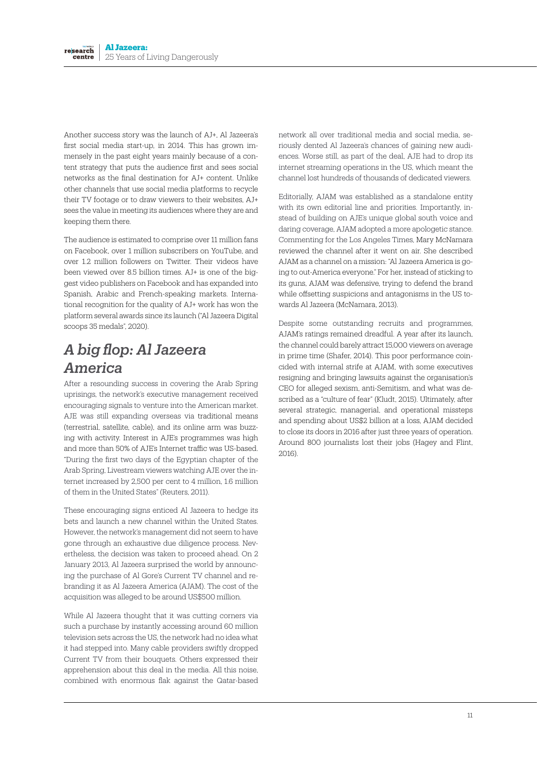Another success story was the launch of AJ+, Al Jazeera's first social media start-up, in 2014. This has grown immensely in the past eight years mainly because of a content strategy that puts the audience first and sees social networks as the final destination for AJ+ content. Unlike other channels that use social media platforms to recycle their TV footage or to draw viewers to their websites, AJ+ sees the value in meeting its audiences where they are and keeping them there.

The audience is estimated to comprise over 11 million fans on Facebook, over 1 million subscribers on YouTube, and over 1.2 million followers on Twitter. Their videos have been viewed over 8.5 billion times. AJ+ is one of the biggest video publishers on Facebook and has expanded into Spanish, Arabic and French-speaking markets. International recognition for the quality of AJ+ work has won the platform several awards since its launch ("Al Jazeera Digital scoops 35 medals", 2020).

## *A big flop: Al Jazeera America*

After a resounding success in covering the Arab Spring uprisings, the network's executive management received encouraging signals to venture into the American market. AJE was still expanding overseas via traditional means (terrestrial, satellite, cable), and its online arm was buzzing with activity. Interest in AJE's programmes was high and more than 50% of AJE's Internet traffic was US-based. "During the first two days of the Egyptian chapter of the Arab Spring, Livestream viewers watching AJE over the internet increased by 2,500 per cent to 4 million, 1.6 million of them in the United States" (Reuters, 2011).

These encouraging signs enticed Al Jazeera to hedge its bets and launch a new channel within the United States. However, the network's management did not seem to have gone through an exhaustive due diligence process. Nevertheless, the decision was taken to proceed ahead. On 2 January 2013, Al Jazeera surprised the world by announcing the purchase of Al Gore's Current TV channel and rebranding it as Al Jazeera America (AJAM). The cost of the acquisition was alleged to be around US$500 million.

While Al Jazeera thought that it was cutting corners via such a purchase by instantly accessing around 60 million television sets across the US, the network had no idea what it had stepped into. Many cable providers swiftly dropped Current TV from their bouquets. Others expressed their apprehension about this deal in the media. All this noise, combined with enormous flak against the Qatar-based network all over traditional media and social media, seriously dented Al Jazeera's chances of gaining new audiences. Worse still, as part of the deal, AJE had to drop its internet streaming operations in the US, which meant the channel lost hundreds of thousands of dedicated viewers.

Editorially, AJAM was established as a standalone entity with its own editorial line and priorities. Importantly, instead of building on AJE's unique global south voice and daring coverage, AJAM adopted a more apologetic stance. Commenting for the Los Angeles Times, Mary McNamara reviewed the channel after it went on air. She described AJAM as a channel on a mission: "Al Jazeera America is going to out-America everyone." For her, instead of sticking to its guns, AJAM was defensive, trying to defend the brand while offsetting suspicions and antagonisms in the US towards Al Jazeera (McNamara, 2013).

Despite some outstanding recruits and programmes, AJAM's ratings remained dreadful. A year after its launch, the channel could barely attract 15,000 viewers on average in prime time (Shafer, 2014). This poor performance coincided with internal strife at AJAM, with some executives resigning and bringing lawsuits against the organisation's CEO for alleged sexism, anti-Semitism, and what was described as a "culture of fear" (Kludt, 2015). Ultimately, after several strategic, managerial, and operational missteps and spending about US$2 billion at a loss, AJAM decided to close its doors in 2016 after just three years of operation. Around 800 journalists lost their jobs (Hagey and Flint, 2016).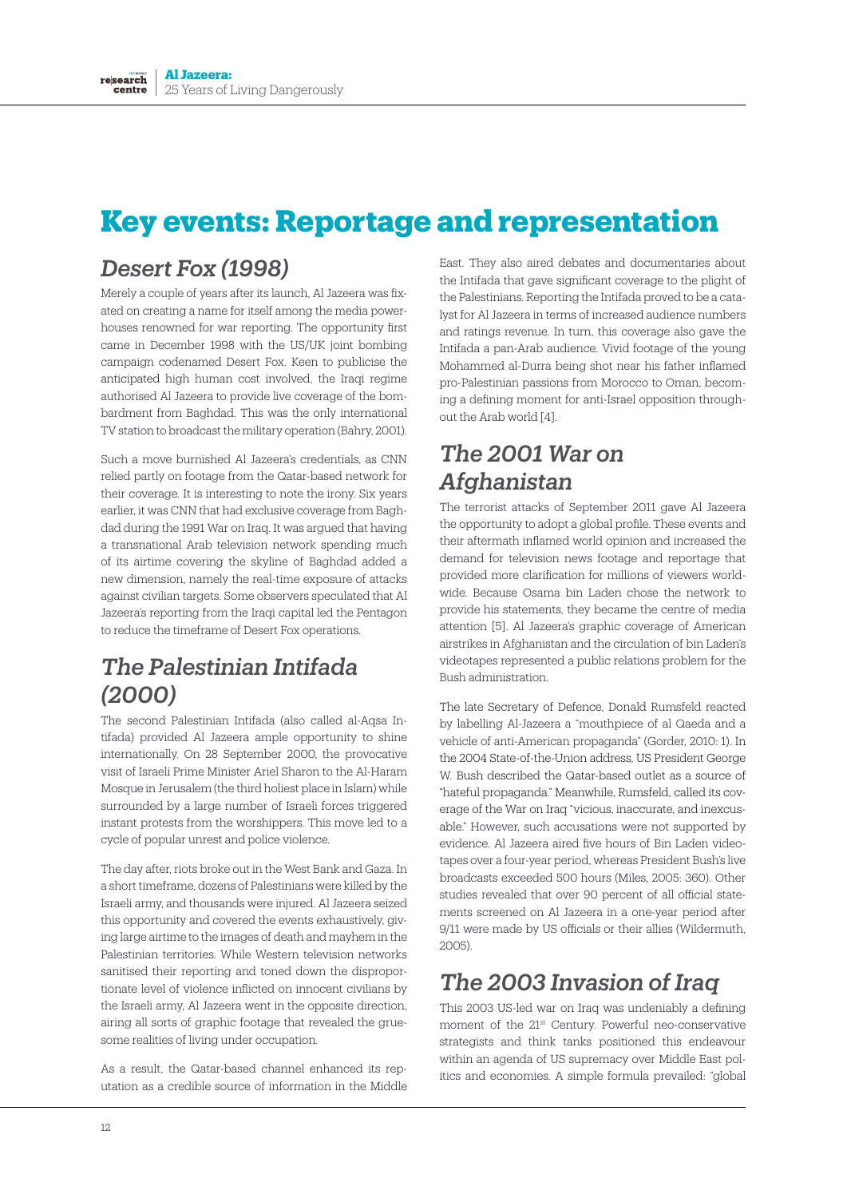# Key events: Reportage and representation

## *Desert Fox (1998)*

Merely a couple of years after its launch, Al Jazeera was fixated on creating a name for itself among the media powerhouses renowned for war reporting. The opportunity first came in December 1998 with the US/UK joint bombing campaign codenamed Desert Fox. Keen to publicise the anticipated high human cost involved, the Iraqi regime authorised Al Jazeera to provide live coverage of the bombardment from Baghdad. This was the only international TV station to broadcast the military operation (Bahry, 2001).

Such a move burnished Al Jazeera's credentials, as CNN relied partly on footage from the Qatar-based network for their coverage. It is interesting to note the irony. Six years earlier, it was CNN that had exclusive coverage from Baghdad during the 1991 War on Iraq. It was argued that having a transnational Arab television network spending much of its airtime covering the skyline of Baghdad added a new dimension, namely the real-time exposure of attacks against civilian targets. Some observers speculated that Al Jazeera's reporting from the Iraqi capital led the Pentagon to reduce the timeframe of Desert Fox operations.

## *The Palestinian Intifada (2000)*

The second Palestinian Intifada (also called al-Aqsa Intifada) provided Al Jazeera ample opportunity to shine internationally. On 28 September 2000, the provocative visit of Israeli Prime Minister Ariel Sharon to the Al-Haram Mosque in Jerusalem (the third holiest place in Islam) while surrounded by a large number of Israeli forces triggered instant protests from the worshippers. This move led to a cycle of popular unrest and police violence.

The day after, riots broke out in the West Bank and Gaza. In a short timeframe, dozens of Palestinians were killed by the Israeli army, and thousands were injured. Al Jazeera seized this opportunity and covered the events exhaustively, giving large airtime to the images of death and mayhem in the Palestinian territories. While Western television networks sanitised their reporting and toned down the disproportionate level of violence inflicted on innocent civilians by the Israeli army, Al Jazeera went in the opposite direction, airing all sorts of graphic footage that revealed the gruesome realities of living under occupation.

As a result, the Qatar-based channel enhanced its reputation as a credible source of information in the Middle East. They also aired debates and documentaries about the Intifada that gave significant coverage to the plight of the Palestinians. Reporting the Intifada proved to be a catalyst for Al Jazeera in terms of increased audience numbers and ratings revenue. In turn, this coverage also gave the Intifada a pan-Arab audience. Vivid footage of the young Mohammed al-Durra being shot near his father inflamed pro-Palestinian passions from Morocco to Oman, becoming a defining moment for anti-Israel opposition throughout the Arab world [4].

## *The 2001 War on Afghanistan*

The terrorist attacks of September 2011 gave Al Jazeera the opportunity to adopt a global profile. These events and their aftermath inflamed world opinion and increased the demand for television news footage and reportage that provided more clarification for millions of viewers worldwide. Because Osama bin Laden chose the network to provide his statements, they became the centre of media attention [5]. Al Jazeera's graphic coverage of American airstrikes in Afghanistan and the circulation of bin Laden's videotapes represented a public relations problem for the Bush administration.

The late Secretary of Defence, Donald Rumsfeld reacted by labelling Al-Jazeera a "mouthpiece of al Qaeda and a vehicle of anti-American propaganda" (Gorder, 2010: 1). In the 2004 State-of-the-Union address, US President George W. Bush described the Qatar-based outlet as a source of "hateful propaganda." Meanwhile, Rumsfeld, called its coverage of the War on Iraq "vicious, inaccurate, and inexcusable." However, such accusations were not supported by evidence. Al Jazeera aired five hours of Bin Laden videotapes over a four-year period, whereas President Bush's live broadcasts exceeded 500 hours (Miles, 2005: 360). Other studies revealed that over 90 percent of all official statements screened on Al Jazeera in a one-year period after 9/11 were made by US officials or their allies (Wildermuth, 2005).

## *The 2003 Invasion of Iraq*

This 2003 US-led war on Iraq was undeniably a defining moment of the 21st Century. Powerful neo-conservative strategists and think tanks positioned this endeavour within an agenda of US supremacy over Middle East politics and economies. A simple formula prevailed: "global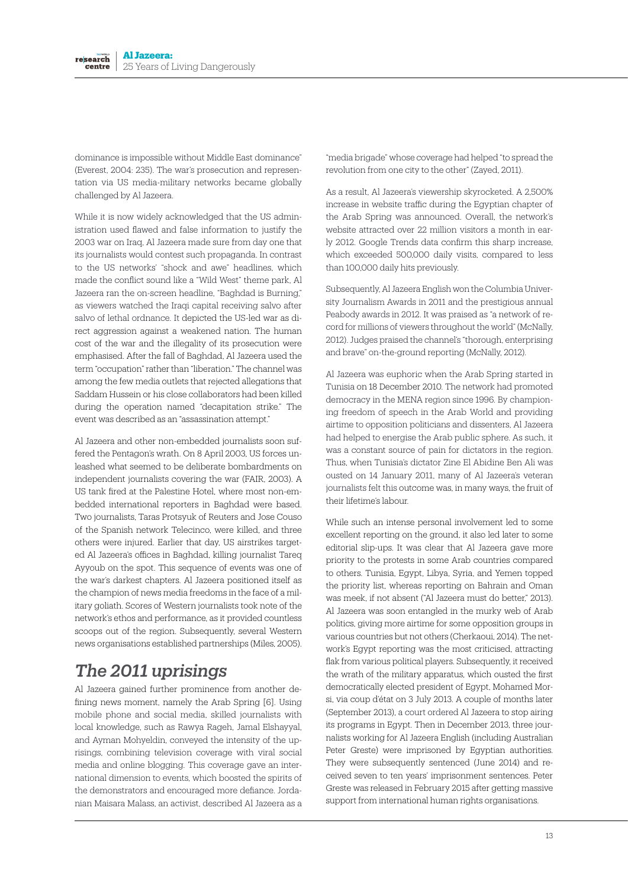dominance is impossible without Middle East dominance" (Everest, 2004: 235). The war's prosecution and representation via US media-military networks became globally challenged by Al Jazeera.

While it is now widely acknowledged that the US administration used flawed and false information to justify the 2003 war on Iraq, Al Jazeera made sure from day one that its journalists would contest such propaganda. In contrast to the US networks' "shock and awe" headlines, which made the conflict sound like a "Wild West" theme park, Al Jazeera ran the on-screen headline, "Baghdad is Burning," as viewers watched the Iraqi capital receiving salvo after salvo of lethal ordnance. It depicted the US-led war as direct aggression against a weakened nation. The human cost of the war and the illegality of its prosecution were emphasised. After the fall of Baghdad, Al Jazeera used the term "occupation" rather than "liberation." The channel was among the few media outlets that rejected allegations that Saddam Hussein or his close collaborators had been killed during the operation named "decapitation strike." The event was described as an "assassination attempt."

Al Jazeera and other non-embedded journalists soon suffered the Pentagon's wrath. On 8 April 2003, US forces unleashed what seemed to be deliberate bombardments on independent journalists covering the war (FAIR, 2003). A US tank fired at the Palestine Hotel, where most non-embedded international reporters in Baghdad were based. Two journalists, Taras Protsyuk of Reuters and Jose Couso of the Spanish network Telecinco, were killed, and three others were injured. Earlier that day, US airstrikes targeted Al Jazeera's offices in Baghdad, killing journalist Tareq Ayyoub on the spot. This sequence of events was one of the war's darkest chapters. Al Jazeera positioned itself as the champion of news media freedoms in the face of a military goliath. Scores of Western journalists took note of the network's ethos and performance, as it provided countless scoops out of the region. Subsequently, several Western news organisations established partnerships (Miles, 2005).

## *The 2011 uprisings*

Al Jazeera gained further prominence from another defining news moment, namely the Arab Spring [6]. Using mobile phone and social media, skilled journalists with local knowledge, such as Rawya Rageh, Jamal Elshayyal, and Ayman Mohyeldin, conveyed the intensity of the uprisings, combining television coverage with viral social media and online blogging. This coverage gave an international dimension to events, which boosted the spirits of the demonstrators and encouraged more defiance. Jordanian Maisara Malass, an activist, described Al Jazeera as a "media brigade" whose coverage had helped "to spread the revolution from one city to the other" (Zayed, 2011).

As a result, Al Jazeera's viewership skyrocketed. A 2,500% increase in website traffic during the Egyptian chapter of the Arab Spring was announced. Overall, the network's website attracted over 22 million visitors a month in early 2012. Google Trends data confirm this sharp increase, which exceeded 500,000 daily visits, compared to less than 100,000 daily hits previously.

Subsequently, Al Jazeera English won the Columbia University Journalism Awards in 2011 and the prestigious annual Peabody awards in 2012. It was praised as "a network of record for millions of viewers throughout the world" (McNally, 2012). Judges praised the channel's "thorough, enterprising and brave" on-the-ground reporting (McNally, 2012).

Al Jazeera was euphoric when the Arab Spring started in Tunisia on 18 December 2010. The network had promoted democracy in the MENA region since 1996. By championing freedom of speech in the Arab World and providing airtime to opposition politicians and dissenters, Al Jazeera had helped to energise the Arab public sphere. As such, it was a constant source of pain for dictators in the region. Thus, when Tunisia's dictator Zine El Abidine Ben Ali was ousted on 14 January 2011, many of Al Jazeera's veteran journalists felt this outcome was, in many ways, the fruit of their lifetime's labour.

While such an intense personal involvement led to some excellent reporting on the ground, it also led later to some editorial slip-ups. It was clear that Al Jazeera gave more priority to the protests in some Arab countries compared to others. Tunisia, Egypt, Libya, Syria, and Yemen topped the priority list, whereas reporting on Bahrain and Oman was meek, if not absent ("Al Jazeera must do better," 2013). Al Jazeera was soon entangled in the murky web of Arab politics, giving more airtime for some opposition groups in various countries but not others (Cherkaoui, 2014). The network's Egypt reporting was the most criticised, attracting flak from various political players. Subsequently, it received the wrath of the military apparatus, which ousted the first democratically elected president of Egypt, Mohamed Morsi, via coup d'état on 3 July 2013. A couple of months later (September 2013), a court ordered Al Jazeera to stop airing its programs in Egypt. Then in December 2013, three journalists working for Al Jazeera English (including Australian Peter Greste) were imprisoned by Egyptian authorities. They were subsequently sentenced (June 2014) and received seven to ten years' imprisonment sentences. Peter Greste was released in February 2015 after getting massive support from international human rights organisations.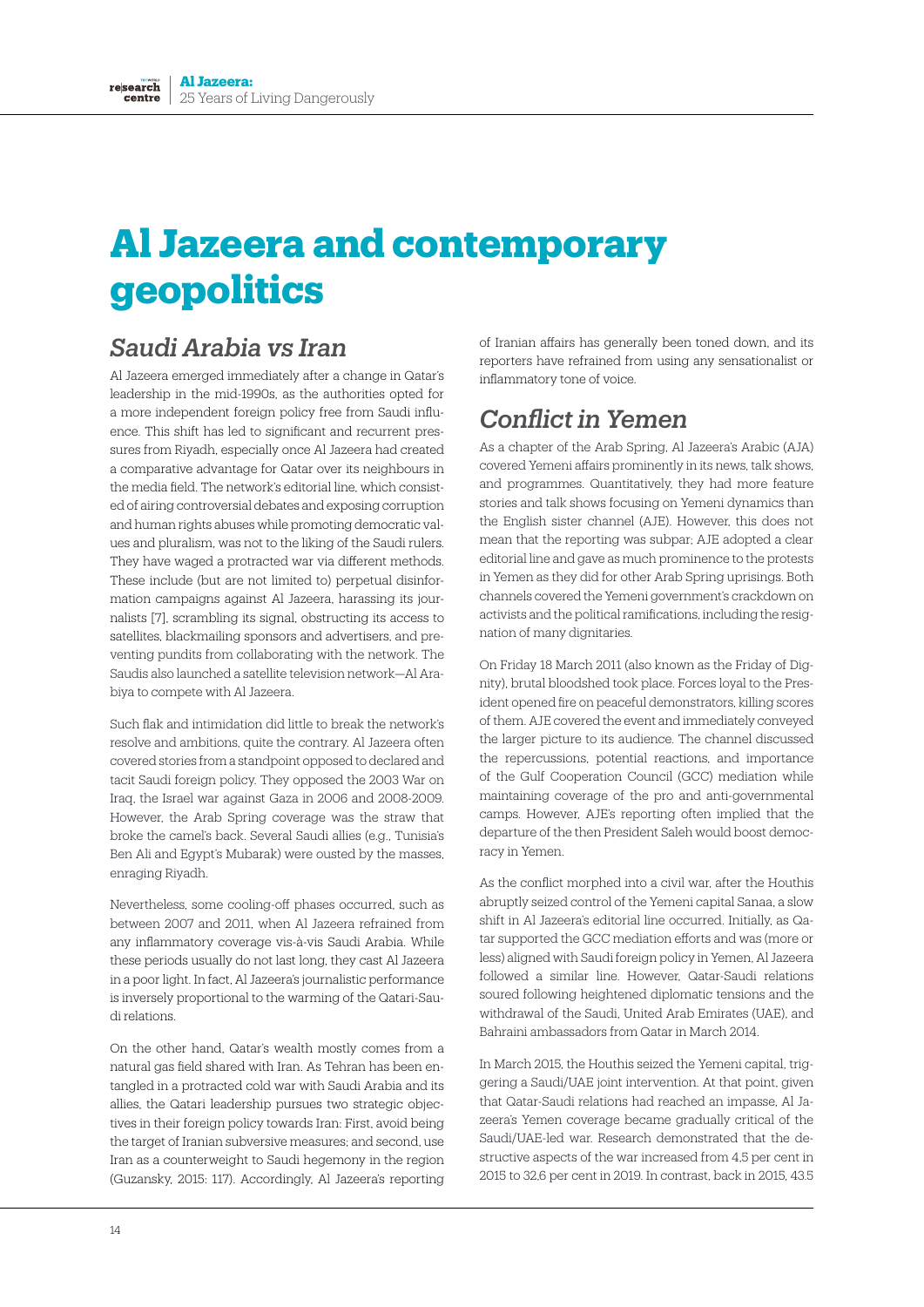# Al Jazeera and contemporary geopolitics

## Saudi Arabia vs Iran

Al Jazeera emerged immediately after a change in Qatar's leadership in the mid-1990s, as the authorities opted for a more independent foreign policy free from Saudi influence. This shift has led to significant and recurrent pressures from Riyadh, especially once Al Jazeera had created a comparative advantage for Qatar over its neighbours in the media field. The network's editorial line, which consisted of airing controversial debates and exposing corruption and human rights abuses while promoting democratic values and pluralism, was not to the liking of the Saudi rulers. They have waged a protracted war via different methods. These include (but are not limited to) perpetual disinformation campaigns against Al Jazeera, harassing its journalists [7], scrambling its signal, obstructing its access to satellites, blackmailing sponsors and advertisers, and preventing pundits from collaborating with the network. The Saudis also launched a satellite television network—Al Arabiya to compete with Al Jazeera.

Such flak and intimidation did little to break the network's resolve and ambitions, quite the contrary. Al Jazeera often covered stories from a standpoint opposed to declared and tacit Saudi foreign policy. They opposed the 2003 War on Iraq, the Israel war against Gaza in 2006 and 2008-2009. However, the Arab Spring coverage was the straw that broke the camel's back. Several Saudi allies (e.g., Tunisia's Ben Ali and Egypt's Mubarak) were ousted by the masses, enraging Riyadh.

Nevertheless, some cooling-off phases occurred, such as between 2007 and 2011, when Al Jazeera refrained from any inflammatory coverage vis-à-vis Saudi Arabia. While these periods usually do not last long, they cast Al Jazeera in a poor light. In fact, Al Jazeera's journalistic performance is inversely proportional to the warming of the Qatari-Saudi relations.

On the other hand, Qatar's wealth mostly comes from a natural gas field shared with Iran. As Tehran has been entangled in a protracted cold war with Saudi Arabia and its allies, the Qatari leadership pursues two strategic objectives in their foreign policy towards Iran: First, avoid being the target of Iranian subversive measures; and second, use Iran as a counterweight to Saudi hegemony in the region (Guzansky, 2015: 117). Accordingly, Al Jazeera's reporting of Iranian affairs has generally been toned down, and its reporters have refrained from using any sensationalist or inflammatory tone of voice.

## Conflict in Yemen

As a chapter of the Arab Spring, Al Jazeera's Arabic (AJA) covered Yemeni affairs prominently in its news, talk shows, and programmes. Quantitatively, they had more feature stories and talk shows focusing on Yemeni dynamics than the English sister channel (AJE). However, this does not mean that the reporting was subpar; AJE adopted a clear editorial line and gave as much prominence to the protests in Yemen as they did for other Arab Spring uprisings. Both channels covered the Yemeni government's crackdown on activists and the political ramifications, including the resignation of many dignitaries.

On Friday 18 March 2011 (also known as the Friday of Dignity), brutal bloodshed took place. Forces loyal to the President opened fire on peaceful demonstrators, killing scores of them. AJE covered the event and immediately conveyed the larger picture to its audience. The channel discussed the repercussions, potential reactions, and importance of the Gulf Cooperation Council (GCC) mediation while maintaining coverage of the pro and anti-governmental camps. However, AJE's reporting often implied that the departure of the then President Saleh would boost democracy in Yemen.

As the conflict morphed into a civil war, after the Houthis abruptly seized control of the Yemeni capital Sanaa, a slow shift in Al Jazeera's editorial line occurred. Initially, as Qatar supported the GCC mediation efforts and was (more or less) aligned with Saudi foreign policy in Yemen, Al Jazeera followed a similar line. However, Qatar-Saudi relations soured following heightened diplomatic tensions and the withdrawal of the Saudi, United Arab Emirates (UAE), and Bahraini ambassadors from Qatar in March 2014.

In March 2015, the Houthis seized the Yemeni capital, triggering a Saudi/UAE joint intervention. At that point, given that Qatar-Saudi relations had reached an impasse, Al Jazeera's Yemen coverage became gradually critical of the Saudi/UAE-led war. Research demonstrated that the destructive aspects of the war increased from 4,5 per cent in 2015 to 32,6 per cent in 2019. In contrast, back in 2015, 43.5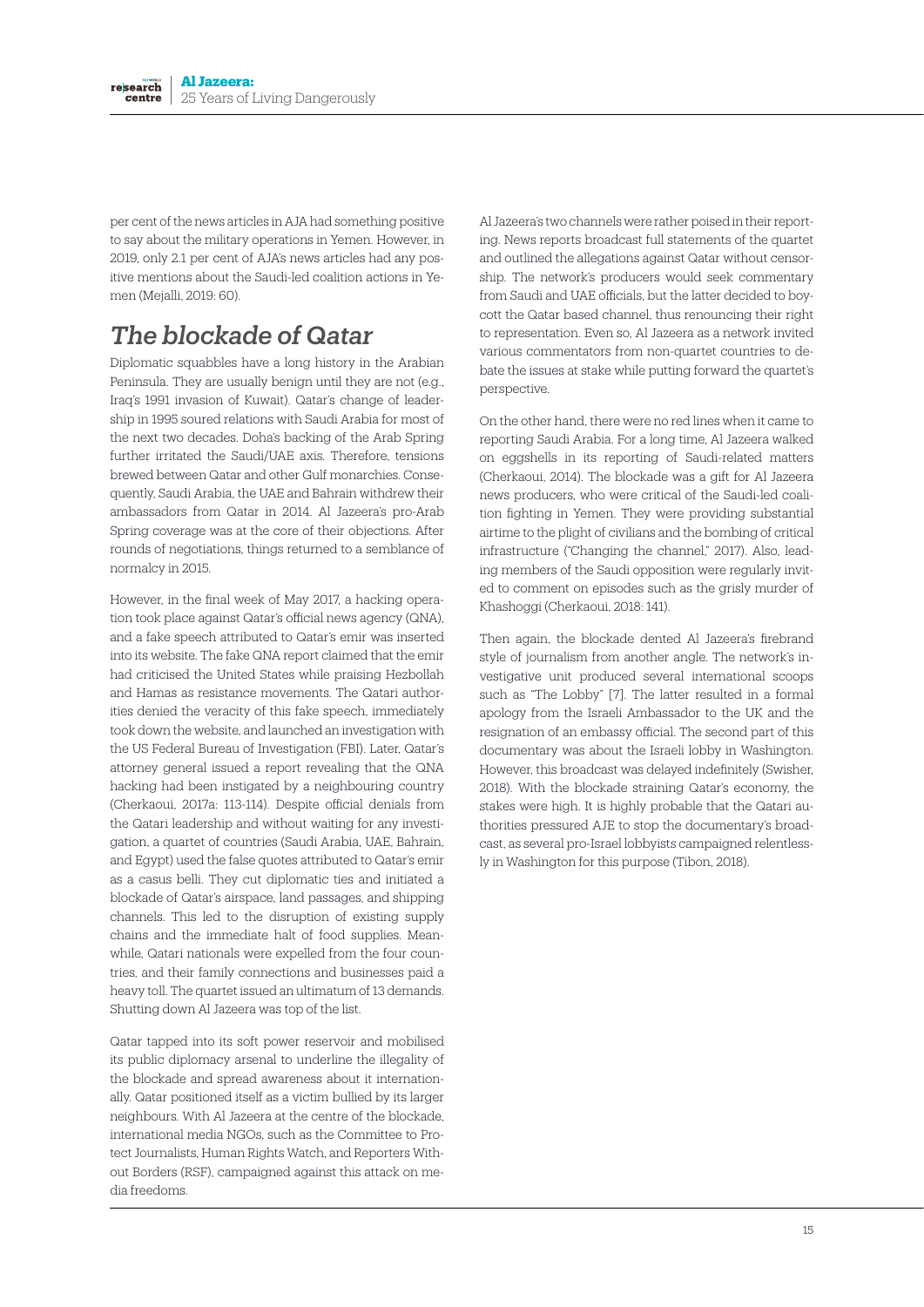per cent of the news articles in AJA had something positive to say about the military operations in Yemen. However, in 2019, only 2.1 per cent of AJA's news articles had any positive mentions about the Saudi-led coalition actions in Yemen (Mejalli, 2019: 60).

## The blockade of Qatar

Diplomatic squabbles have a long history in the Arabian Peninsula. They are usually benign until they are not (e.g., Iraq's 1991 invasion of Kuwait). Qatar's change of leadership in 1995 soured relations with Saudi Arabia for most of the next two decades. Doha's backing of the Arab Spring further irritated the Saudi/UAE axis. Therefore, tensions brewed between Qatar and other Gulf monarchies. Consequently, Saudi Arabia, the UAE and Bahrain withdrew their ambassadors from Qatar in 2014. Al Jazeera's pro-Arab Spring coverage was at the core of their objections. After rounds of negotiations, things returned to a semblance of normalcy in 2015.

However, in the final week of May 2017, a hacking operation took place against Qatar's official news agency (QNA), and a fake speech attributed to Qatar's emir was inserted into its website. The fake QNA report claimed that the emir had criticised the United States while praising Hezbollah and Hamas as resistance movements. The Qatari authorities denied the veracity of this fake speech, immediately took down the website, and launched an investigation with the US Federal Bureau of Investigation (FBI). Later, Qatar's attorney general issued a report revealing that the QNA hacking had been instigated by a neighbouring country (Cherkaoui, 2017a: 113-114). Despite official denials from the Qatari leadership and without waiting for any investigation, a quartet of countries (Saudi Arabia, UAE, Bahrain, and Egypt) used the false quotes attributed to Qatar's emir as a casus belli. They cut diplomatic ties and initiated a blockade of Qatar's airspace, land passages, and shipping channels. This led to the disruption of existing supply chains and the immediate halt of food supplies. Meanwhile, Qatari nationals were expelled from the four countries, and their family connections and businesses paid a heavy toll. The quartet issued an ultimatum of 13 demands. Shutting down Al Jazeera was top of the list.

Qatar tapped into its soft power reservoir and mobilised its public diplomacy arsenal to underline the illegality of the blockade and spread awareness about it internationally. Qatar positioned itself as a victim bullied by its larger neighbours. With Al Jazeera at the centre of the blockade, international media NGOs, such as the Committee to Protect Journalists, Human Rights Watch, and Reporters Without Borders (RSF), campaigned against this attack on media freedoms.

Al Jazeera's two channels were rather poised in their reporting. News reports broadcast full statements of the quartet and outlined the allegations against Qatar without censorship. The network's producers would seek commentary from Saudi and UAE officials, but the latter decided to boycott the Qatar based channel, thus renouncing their right to representation. Even so, Al Jazeera as a network invited various commentators from non-quartet countries to debate the issues at stake while putting forward the quartet's perspective.

On the other hand, there were no red lines when it came to reporting Saudi Arabia. For a long time, Al Jazeera walked on eggshells in its reporting of Saudi-related matters (Cherkaoui, 2014). The blockade was a gift for Al Jazeera news producers, who were critical of the Saudi-led coalition fighting in Yemen. They were providing substantial airtime to the plight of civilians and the bombing of critical infrastructure ("Changing the channel," 2017). Also, leading members of the Saudi opposition were regularly invited to comment on episodes such as the grisly murder of Khashoggi (Cherkaoui, 2018: 141).

Then again, the blockade dented Al Jazeera's firebrand style of journalism from another angle. The network's investigative unit produced several international scoops such as "The Lobby" [7]. The latter resulted in a formal apology from the Israeli Ambassador to the UK and the resignation of an embassy official. The second part of this documentary was about the Israeli lobby in Washington. However, this broadcast was delayed indefinitely (Swisher, 2018). With the blockade straining Qatar's economy, the stakes were high. It is highly probable that the Qatari authorities pressured AJE to stop the documentary's broadcast, as several pro-Israel lobbyists campaigned relentlessly in Washington for this purpose (Tibon, 2018).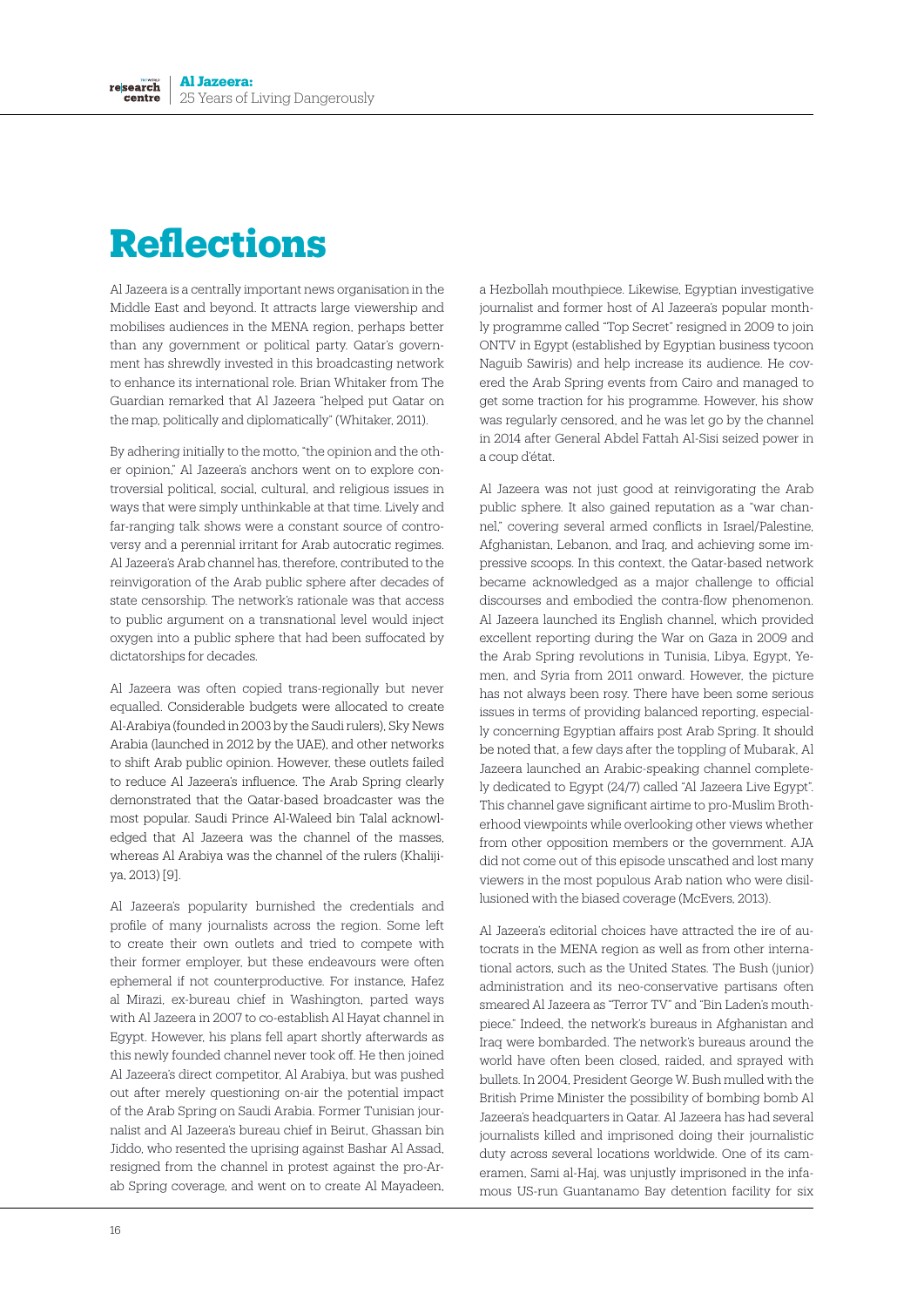# Reflections

Al Jazeera is a centrally important news organisation in the Middle East and beyond. It attracts large viewership and mobilises audiences in the MENA region, perhaps better than any government or political party. Qatar's government has shrewdly invested in this broadcasting network to enhance its international role. Brian Whitaker from The Guardian remarked that Al Jazeera "helped put Qatar on the map, politically and diplomatically" (Whitaker, 2011).

By adhering initially to the motto, "the opinion and the other opinion," Al Jazeera's anchors went on to explore controversial political, social, cultural, and religious issues in ways that were simply unthinkable at that time. Lively and far-ranging talk shows were a constant source of controversy and a perennial irritant for Arab autocratic regimes. Al Jazeera's Arab channel has, therefore, contributed to the reinvigoration of the Arab public sphere after decades of state censorship. The network's rationale was that access to public argument on a transnational level would inject oxygen into a public sphere that had been suffocated by dictatorships for decades.

Al Jazeera was often copied trans-regionally but never equalled. Considerable budgets were allocated to create Al-Arabiya (founded in 2003 by the Saudi rulers), Sky News Arabia (launched in 2012 by the UAE), and other networks to shift Arab public opinion. However, these outlets failed to reduce Al Jazeera's influence. The Arab Spring clearly demonstrated that the Qatar-based broadcaster was the most popular. Saudi Prince Al-Waleed bin Talal acknowledged that Al Jazeera was the channel of the masses, whereas Al Arabiya was the channel of the rulers (Khalijiya, 2013) [9].

Al Jazeera's popularity burnished the credentials and profile of many journalists across the region. Some left to create their own outlets and tried to compete with their former employer, but these endeavours were often ephemeral if not counterproductive. For instance, Hafez al Mirazi, ex-bureau chief in Washington, parted ways with Al Jazeera in 2007 to co-establish Al Hayat channel in Egypt. However, his plans fell apart shortly afterwards as this newly founded channel never took off. He then joined Al Jazeera's direct competitor, Al Arabiya, but was pushed out after merely questioning on-air the potential impact of the Arab Spring on Saudi Arabia. Former Tunisian journalist and Al Jazeera's bureau chief in Beirut, Ghassan bin Jiddo, who resented the uprising against Bashar Al Assad, resigned from the channel in protest against the pro-Arab Spring coverage, and went on to create Al Mayadeen, a Hezbollah mouthpiece. Likewise, Egyptian investigative journalist and former host of Al Jazeera's popular monthly programme called "Top Secret" resigned in 2009 to join ONTV in Egypt (established by Egyptian business tycoon Naguib Sawiris) and help increase its audience. He covered the Arab Spring events from Cairo and managed to get some traction for his programme. However, his show was regularly censored, and he was let go by the channel in 2014 after General Abdel Fattah Al-Sisi seized power in a coup d'état.

Al Jazeera was not just good at reinvigorating the Arab public sphere. It also gained reputation as a "war channel," covering several armed conflicts in Israel/Palestine, Afghanistan, Lebanon, and Iraq, and achieving some impressive scoops. In this context, the Qatar-based network became acknowledged as a major challenge to official discourses and embodied the contra-flow phenomenon. Al Jazeera launched its English channel, which provided excellent reporting during the War on Gaza in 2009 and the Arab Spring revolutions in Tunisia, Libya, Egypt, Yemen, and Syria from 2011 onward. However, the picture has not always been rosy. There have been some serious issues in terms of providing balanced reporting, especially concerning Egyptian affairs post Arab Spring. It should be noted that, a few days after the toppling of Mubarak, Al Jazeera launched an Arabic-speaking channel completely dedicated to Egypt (24/7) called "Al Jazeera Live Egypt". This channel gave significant airtime to pro-Muslim Brotherhood viewpoints while overlooking other views whether from other opposition members or the government. AJA did not come out of this episode unscathed and lost many viewers in the most populous Arab nation who were disillusioned with the biased coverage (McEvers, 2013).

Al Jazeera's editorial choices have attracted the ire of autocrats in the MENA region as well as from other international actors, such as the United States. The Bush (junior) administration and its neo-conservative partisans often smeared Al Jazeera as "Terror TV" and "Bin Laden's mouthpiece." Indeed, the network's bureaus in Afghanistan and Iraq were bombarded. The network's bureaus around the world have often been closed, raided, and sprayed with bullets. In 2004, President George W. Bush mulled with the British Prime Minister the possibility of bombing bomb Al Jazeera's headquarters in Qatar. Al Jazeera has had several journalists killed and imprisoned doing their journalistic duty across several locations worldwide. One of its cameramen, Sami al-Haj, was unjustly imprisoned in the infamous US-run Guantanamo Bay detention facility for six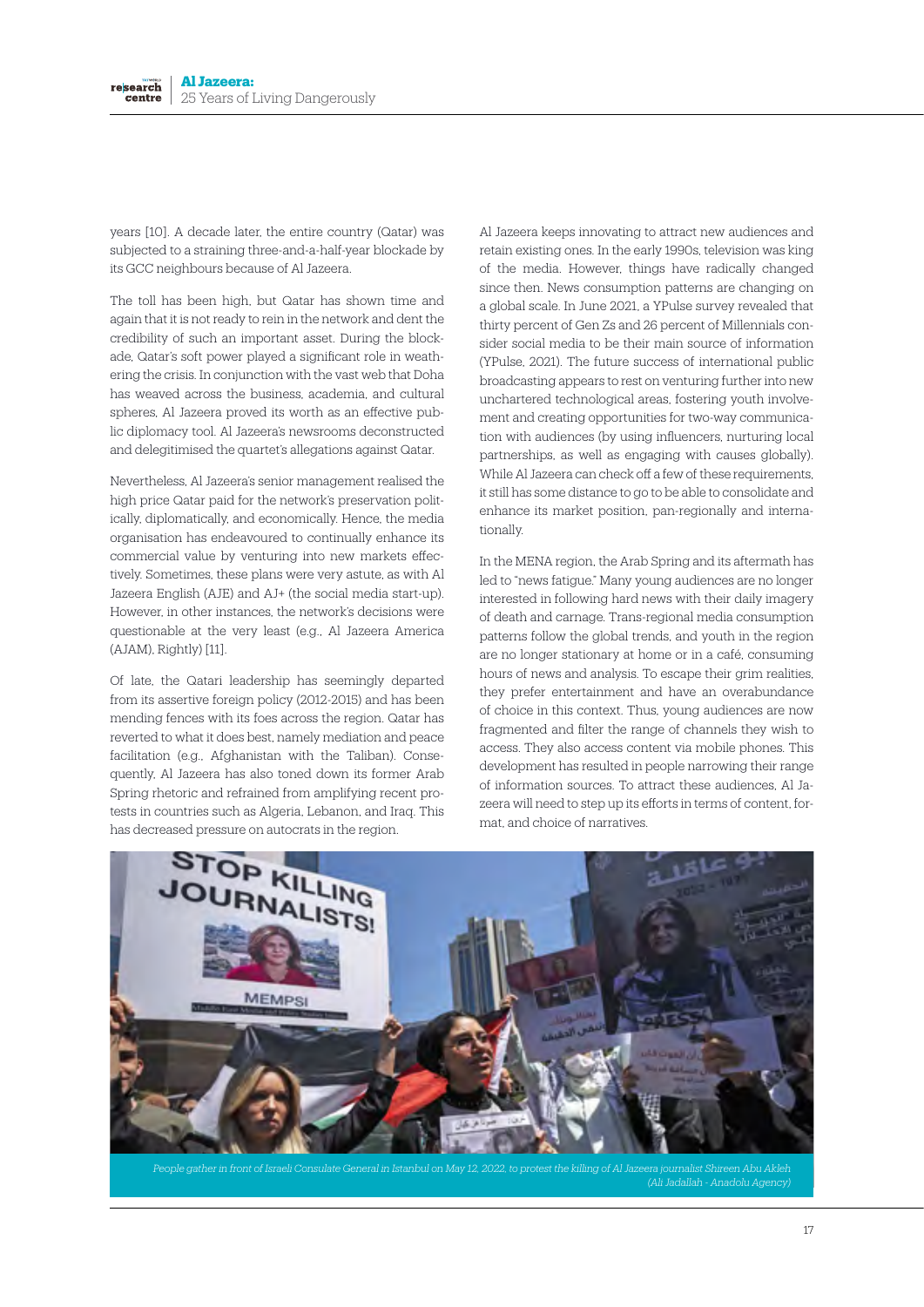years [10]. A decade later, the entire country (Qatar) was subjected to a straining three-and-a-half-year blockade by its GCC neighbours because of Al Jazeera.

The toll has been high, but Qatar has shown time and again that it is not ready to rein in the network and dent the credibility of such an important asset. During the blockade, Qatar's soft power played a significant role in weathering the crisis. In conjunction with the vast web that Doha has weaved across the business, academia, and cultural spheres, Al Jazeera proved its worth as an effective public diplomacy tool. Al Jazeera's newsrooms deconstructed and delegitimised the quartet's allegations against Qatar.

Nevertheless, Al Jazeera's senior management realised the high price Qatar paid for the network's preservation politically, diplomatically, and economically. Hence, the media organisation has endeavoured to continually enhance its commercial value by venturing into new markets effectively. Sometimes, these plans were very astute, as with Al Jazeera English (AJE) and AJ+ (the social media start-up). However, in other instances, the network's decisions were questionable at the very least (e.g., Al Jazeera America (AJAM), Rightly) [11].

Of late, the Qatari leadership has seemingly departed from its assertive foreign policy (2012-2015) and has been mending fences with its foes across the region. Qatar has reverted to what it does best, namely mediation and peace facilitation (e.g., Afghanistan with the Taliban). Consequently, Al Jazeera has also toned down its former Arab Spring rhetoric and refrained from amplifying recent protests in countries such as Algeria, Lebanon, and Iraq. This has decreased pressure on autocrats in the region.

Al Jazeera keeps innovating to attract new audiences and retain existing ones. In the early 1990s, television was king of the media. However, things have radically changed since then. News consumption patterns are changing on a global scale. In June 2021, a YPulse survey revealed that thirty percent of Gen Zs and 26 percent of Millennials consider social media to be their main source of information (YPulse, 2021). The future success of international public broadcasting appears to rest on venturing further into new unchartered technological areas, fostering youth involvement and creating opportunities for two-way communication with audiences (by using influencers, nurturing local partnerships, as well as engaging with causes globally). While Al Jazeera can check off a few of these requirements, it still has some distance to go to be able to consolidate and enhance its market position, pan-regionally and internationally.

In the MENA region, the Arab Spring and its aftermath has led to "news fatigue." Many young audiences are no longer interested in following hard news with their daily imagery of death and carnage. Trans-regional media consumption patterns follow the global trends, and youth in the region are no longer stationary at home or in a café, consuming hours of news and analysis. To escape their grim realities, they prefer entertainment and have an overabundance of choice in this context. Thus, young audiences are now fragmented and filter the range of channels they wish to access. They also access content via mobile phones. This development has resulted in people narrowing their range of information sources. To attract these audiences, Al Jazeera will need to step up its efforts in terms of content, format, and choice of narratives.

*People gather in front of Israeli Consulate General in Istanbul on May 12, 2022, to protest the killing of Al Jazeera journalist Shireen Abu Akleh (Ali Jadallah - Anadolu Agency)*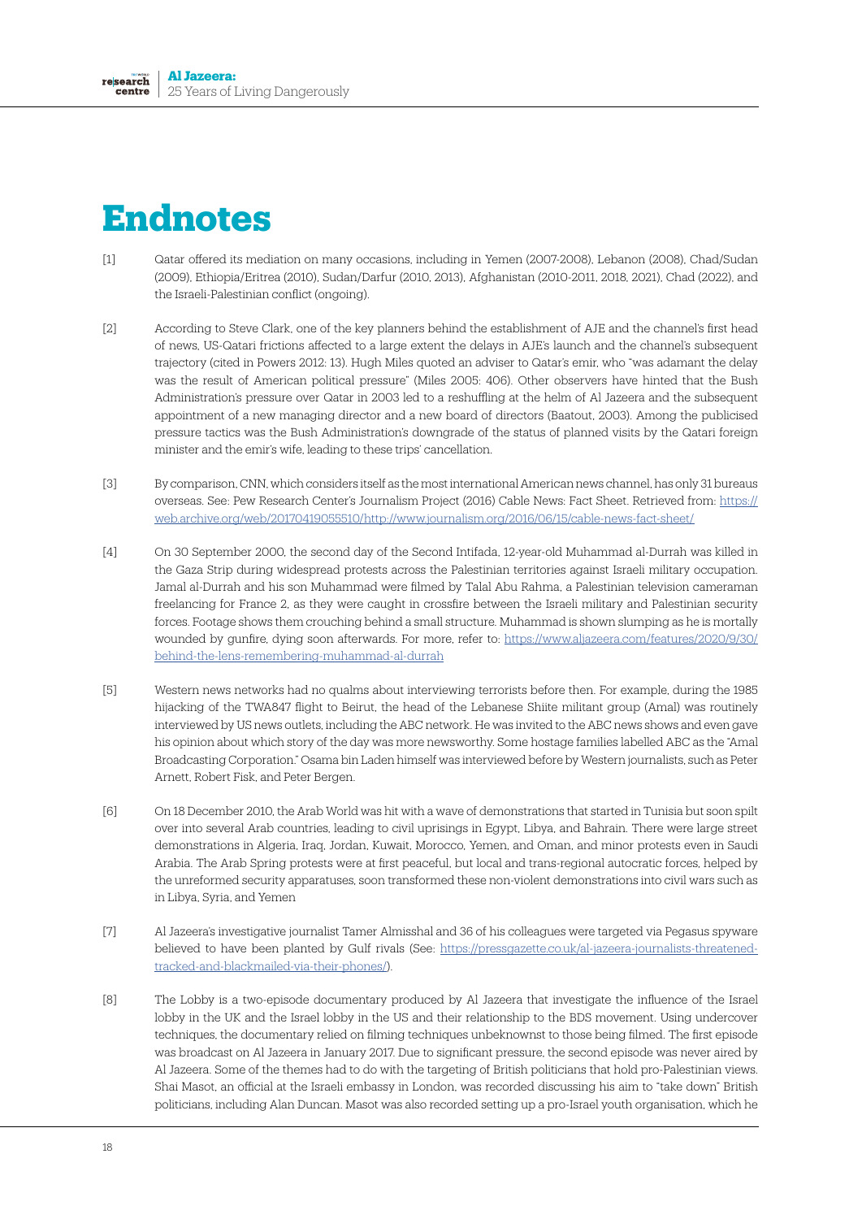# Endnotes

[1] Qatar offered its mediation on many occasions, including in Yemen (2007-2008), Lebanon (2008), Chad/Sudan (2009), Ethiopia/Eritrea (2010), Sudan/Darfur (2010, 2013), Afghanistan (2010-2011, 2018, 2021), Chad (2022), and the Israeli-Palestinian conflict (ongoing).

[2] According to Steve Clark, one of the key planners behind the establishment of AJE and the channel's first head of news, US-Qatari frictions affected to a large extent the delays in AJE's launch and the channel's subsequent trajectory (cited in Powers 2012: 13). Hugh Miles quoted an adviser to Qatar's emir, who "was adamant the delay was the result of American political pressure" (Miles 2005: 406). Other observers have hinted that the Bush Administration's pressure over Qatar in 2003 led to a reshuffling at the helm of Al Jazeera and the subsequent appointment of a new managing director and a new board of directors (Baatout, 2003). Among the publicised pressure tactics was the Bush Administration's downgrade of the status of planned visits by the Qatari foreign minister and the emir's wife, leading to these trips' cancellation.

[3] By comparison, CNN, which considers itself as the most international American news channel, has only 31 bureaus overseas. See: Pew Research Center's Journalism Project (2016) Cable News: Fact Sheet. Retrieved from: https://web.archive.org/web/20170419055510/http://www.journalism.org/2016/06/15/cable-news-fact-sheet/

[4] On 30 September 2000, the second day of the Second Intifada, 12-year-old Muhammad al-Durrah was killed in the Gaza Strip during widespread protests across the Palestinian territories against Israeli military occupation. Jamal al-Durrah and his son Muhammad were filmed by Talal Abu Rahma, a Palestinian television cameraman freelancing for France 2, as they were caught in crossfire between the Israeli military and Palestinian security forces. Footage shows them crouching behind a small structure. Muhammad is shown slumping as he is mortally wounded by gunfire, dying soon afterwards. For more, refer to: https://www.aljazeera.com/features/2020/9/30/behind-the-lens-remembering-muhammad-al-durrah

[5] Western news networks had no qualms about interviewing terrorists before then. For example, during the 1985 hijacking of the TWA847 flight to Beirut, the head of the Lebanese Shiite militant group (Amal) was routinely interviewed by US news outlets, including the ABC network. He was invited to the ABC news shows and even gave his opinion about which story of the day was more newsworthy. Some hostage families labelled ABC as the "Amal Broadcasting Corporation." Osama bin Laden himself was interviewed before by Western journalists, such as Peter Arnett, Robert Fisk, and Peter Bergen.

[6] On 18 December 2010, the Arab World was hit with a wave of demonstrations that started in Tunisia but soon spilt over into several Arab countries, leading to civil uprisings in Egypt, Libya, and Bahrain. There were large street demonstrations in Algeria, Iraq, Jordan, Kuwait, Morocco, Yemen, and Oman, and minor protests even in Saudi Arabia. The Arab Spring protests were at first peaceful, but local and trans-regional autocratic forces, helped by the unreformed security apparatuses, soon transformed these non-violent demonstrations into civil wars such as in Libya, Syria, and Yemen

[7] Al Jazeera's investigative journalist Tamer Almisshal and 36 of his colleagues were targeted via Pegasus spyware believed to have been planted by Gulf rivals (See: https://pressgazette.co.uk/al-jazeera-journalists-threatened-tracked-and-blackmailed-via-their-phones/).

[8] The Lobby is a two-episode documentary produced by Al Jazeera that investigate the influence of the Israel lobby in the UK and the Israel lobby in the US and their relationship to the BDS movement. Using undercover techniques, the documentary relied on filming techniques unbeknownst to those being filmed. The first episode was broadcast on Al Jazeera in January 2017. Due to significant pressure, the second episode was never aired by Al Jazeera. Some of the themes had to do with the targeting of British politicians that hold pro-Palestinian views. Shai Masot, an official at the Israeli embassy in London, was recorded discussing his aim to "take down" British politicians, including Alan Duncan. Masot was also recorded setting up a pro-Israel youth organisation, which he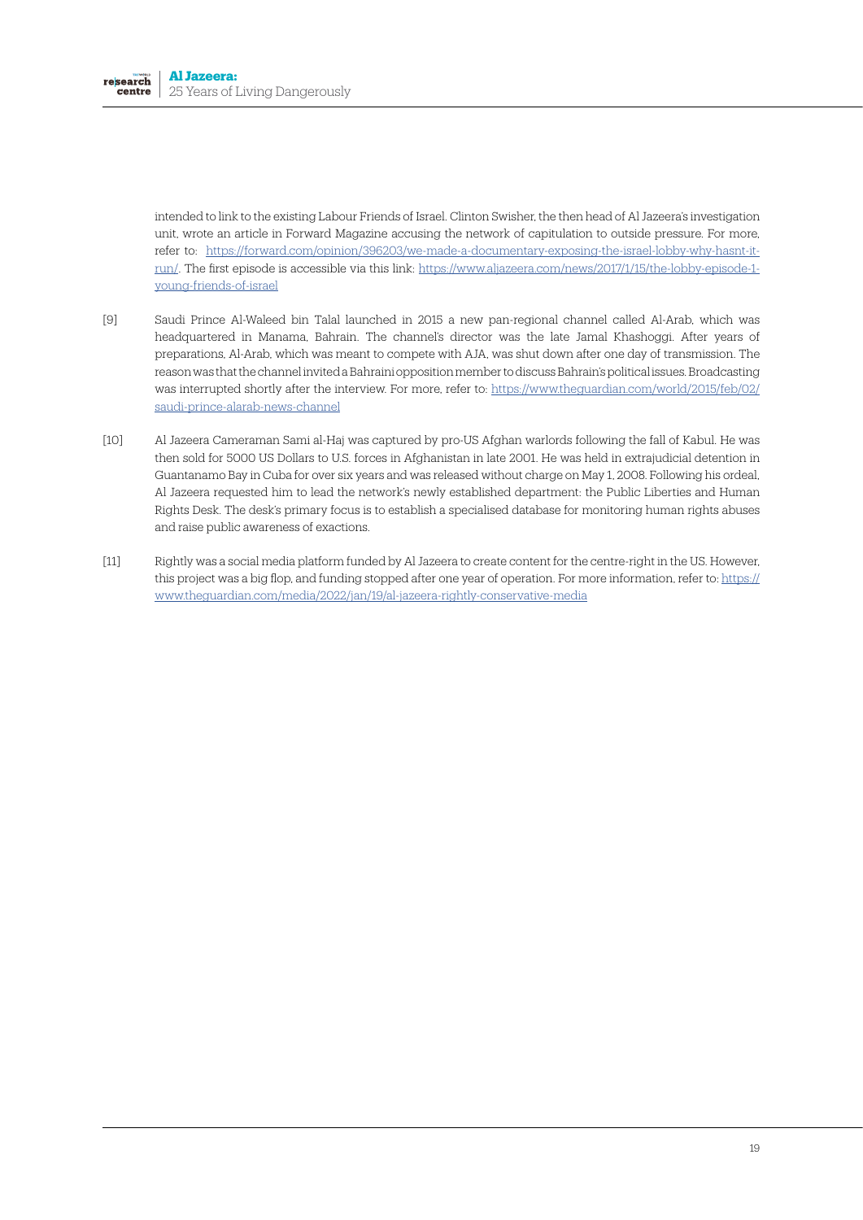intended to link to the existing Labour Friends of Israel. Clinton Swisher, the then head of Al Jazeera's investigation unit, wrote an article in Forward Magazine accusing the network of capitulation to outside pressure. For more, refer to: https://forward.com/opinion/396203/we-made-a-documentary-exposing-the-israel-lobby-why-hasnt-it-run/. The first episode is accessible via this link: https://www.aljazeera.com/news/2017/1/15/the-lobby-episode-1-young-friends-of-israel

[9] Saudi Prince Al-Waleed bin Talal launched in 2015 a new pan-regional channel called Al-Arab, which was headquartered in Manama, Bahrain. The channel's director was the late Jamal Khashoggi. After years of preparations, Al-Arab, which was meant to compete with AJA, was shut down after one day of transmission. The reason was that the channel invited a Bahraini opposition member to discuss Bahrain's political issues. Broadcasting was interrupted shortly after the interview. For more, refer to: https://www.theguardian.com/world/2015/feb/02/saudi-prince-alarab-news-channel

[10] Al Jazeera Cameraman Sami al-Haj was captured by pro-US Afghan warlords following the fall of Kabul. He was then sold for 5000 US Dollars to U.S. forces in Afghanistan in late 2001. He was held in extrajudicial detention in Guantanamo Bay in Cuba for over six years and was released without charge on May 1, 2008. Following his ordeal, Al Jazeera requested him to lead the network's newly established department: the Public Liberties and Human Rights Desk. The desk's primary focus is to establish a specialised database for monitoring human rights abuses and raise public awareness of exactions.

[11] Rightly was a social media platform funded by Al Jazeera to create content for the centre-right in the US. However, this project was a big flop, and funding stopped after one year of operation. For more information, refer to: https://www.theguardian.com/media/2022/jan/19/al-jazeera-rightly-conservative-media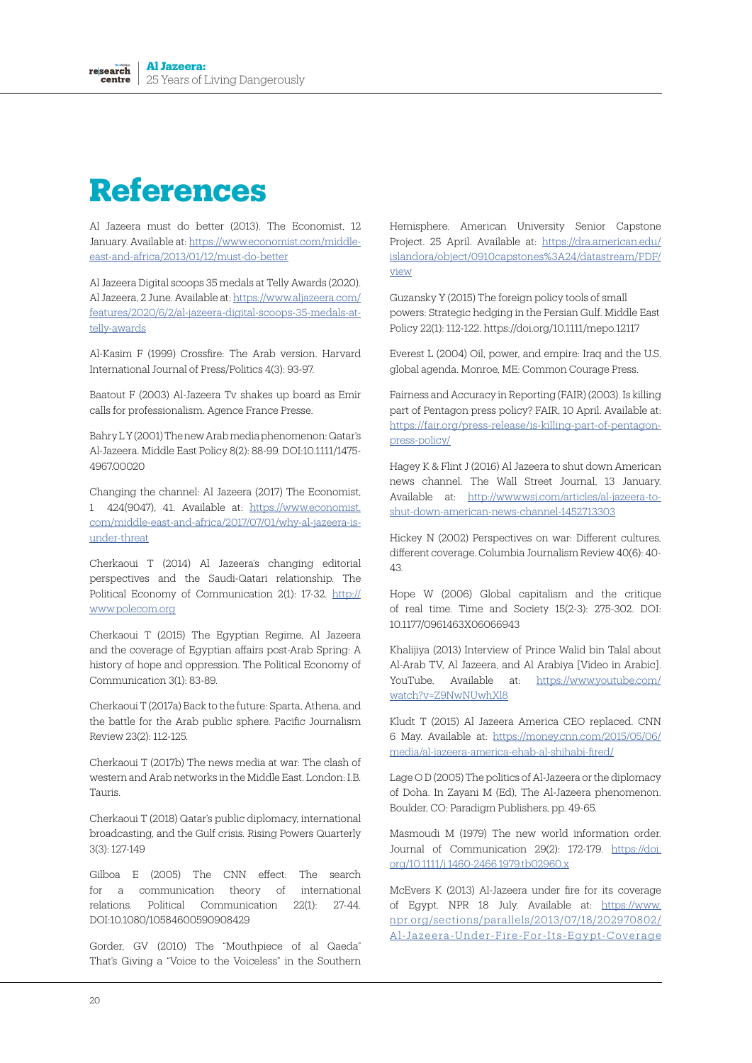# References

Al Jazeera must do better (2013). The Economist, 12 January. Available at: https://www.economist.com/middle-east-and-africa/2013/01/12/must-do-better

Al Jazeera Digital scoops 35 medals at Telly Awards (2020). Al Jazeera, 2 June. Available at: https://www.aljazeera.com/features/2020/6/2/al-jazeera-digital-scoops-35-medals-at-telly-awards

Al-Kasim F (1999) Crossfire: The Arab version. Harvard International Journal of Press/Politics 4(3): 93-97.

Baatout F (2003) Al-Jazeera Tv shakes up board as Emir calls for professionalism. Agence France Presse.

Bahry L Y (2001) The new Arab media phenomenon: Qatar's Al-Jazeera. Middle East Policy 8(2): 88-99. DOI:10.1111/1475-4967.00020

Changing the channel: Al Jazeera (2017) The Economist, 1 424(9047), 41. Available at: https://www.economist.com/middle-east-and-africa/2017/07/01/why-al-jazeera-is-under-threat

Cherkaoui T (2014) Al Jazeera's changing editorial perspectives and the Saudi-Qatari relationship. The Political Economy of Communication 2(1): 17-32. http://www.polecom.org

Cherkaoui T (2015) The Egyptian Regime, Al Jazeera and the coverage of Egyptian affairs post-Arab Spring: A history of hope and oppression. The Political Economy of Communication 3(1): 83-89.

Cherkaoui T (2017a) Back to the future: Sparta, Athena, and the battle for the Arab public sphere. Pacific Journalism Review 23(2): 112-125.

Cherkaoui T (2017b) The news media at war: The clash of western and Arab networks in the Middle East. London: I.B. Tauris.

Cherkaoui T (2018) Qatar's public diplomacy, international broadcasting, and the Gulf crisis. Rising Powers Quarterly 3(3): 127-149

Gilboa E (2005) The CNN effect: The search for a communication theory of international relations. Political Communication 22(1): 27-44. DOI:10.1080/10584600590908429

Gorder, GV (2010) The "Mouthpiece of al Qaeda" That's Giving a "Voice to the Voiceless" in the Southern Hemisphere. American University Senior Capstone Project. 25 April. Available at: https://dra.american.edu/islandora/object/0910capstones%3A24/datastream/PDF/view

Guzansky Y (2015) The foreign policy tools of small powers: Strategic hedging in the Persian Gulf. Middle East Policy 22(1): 112-122. https://doi.org/10.1111/mepo.12117

Everest L (2004) Oil, power, and empire: Iraq and the U.S. global agenda. Monroe, ME: Common Courage Press.

Fairness and Accuracy in Reporting (FAIR) (2003). Is killing part of Pentagon press policy? FAIR, 10 April. Available at: https://fair.org/press-release/is-killing-part-of-pentagon-press-policy/

Hagey K & Flint J (2016) Al Jazeera to shut down American news channel. The Wall Street Journal, 13 January. Available at: http://www.wsj.com/articles/al-jazeera-to-shut-down-american-news-channel-1452713303

Hickey N (2002) Perspectives on war: Different cultures, different coverage. Columbia Journalism Review 40(6): 40-43.

Hope W (2006) Global capitalism and the critique of real time. Time and Society 15(2-3): 275-302. DOI: 10.1177/0961463X06066943

Khalijiya (2013) Interview of Prince Walid bin Talal about Al-Arab TV, Al Jazeera, and Al Arabiya [Video in Arabic]. YouTube. Available at: https://www.youtube.com/watch?v=Z9NwNUwhXl8

Kludt T (2015) Al Jazeera America CEO replaced. CNN 6 May. Available at: https://money.cnn.com/2015/05/06/media/al-jazeera-america-ehab-al-shihabi-fired/

Lage O D (2005) The politics of Al-Jazeera or the diplomacy of Doha. In Zayani M (Ed), The Al-Jazeera phenomenon. Boulder, CO: Paradigm Publishers, pp. 49-65.

Masmoudi M (1979) The new world information order. Journal of Communication 29(2): 172-179. https://doi.org/10.1111/j.1460-2466.1979.tb02960.x

McEvers K (2013) Al-Jazeera under fire for its coverage of Egypt. NPR 18 July. Available at: https://www.npr.org/sections/parallels/2013/07/18/202970802/Al-Jazeera-Under-Fire-For-Its-Egypt-Coverage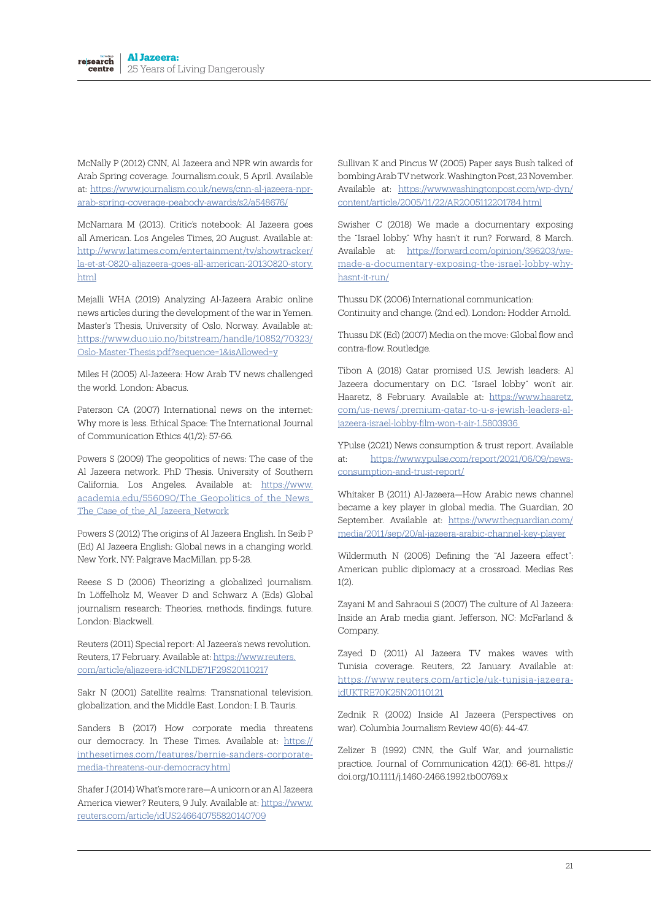McNally P (2012) CNN, Al Jazeera and NPR win awards for Arab Spring coverage. Journalism.co.uk, 5 April. Available at: https://www.journalism.co.uk/news/cnn-al-jazeera-npr-arab-spring-coverage-peabody-awards/s2/a548676/

McNamara M (2013). Critic's notebook: Al Jazeera goes all American. Los Angeles Times, 20 August. Available at: http://www.latimes.com/entertainment/tv/showtracker/la-et-st-0820-aljazeera-goes-all-american-20130820-story.html

Mejalli WHA (2019) Analyzing Al-Jazeera Arabic online news articles during the development of the war in Yemen. Master's Thesis, University of Oslo, Norway. Available at: https://www.duo.uio.no/bitstream/handle/10852/70323/Oslo-Master-Thesis.pdf?sequence=1&isAllowed=y

Miles H (2005) Al-Jazeera: How Arab TV news challenged the world. London: Abacus.

Paterson CA (2007) International news on the internet: Why more is less. Ethical Space: The International Journal of Communication Ethics 4(1/2): 57-66.

Powers S (2009) The geopolitics of news: The case of the Al Jazeera network. PhD Thesis. University of Southern California, Los Angeles. Available at: https://www.academia.edu/556090/The_Geopolitics_of_the_News_The_Case_of_the_Al_Jazeera_Network

Powers S (2012) The origins of Al Jazeera English. In Seib P (Ed) Al Jazeera English: Global news in a changing world. New York, NY: Palgrave MacMillan, pp 5-28.

Reese S D (2006) Theorizing a globalized journalism. In Löffelholz M, Weaver D and Schwarz A (Eds) Global journalism research: Theories, methods, findings, future. London: Blackwell.

Reuters (2011) Special report: Al Jazeera's news revolution. Reuters, 17 February. Available at: https://www.reuters.com/article/aljazeera-idCNLDE71F29S20110217

Sakr N (2001) Satellite realms: Transnational television, globalization, and the Middle East. London: I. B. Tauris.

Sanders B (2017) How corporate media threatens our democracy. In These Times. Available at: https://inthesetimes.com/features/bernie-sanders-corporate-media-threatens-our-democracy.html

Shafer J (2014) What's more rare—A unicorn or an Al Jazeera America viewer? Reuters, 9 July. Available at: https://www.reuters.com/article/idUS246640755820140709

Sullivan K and Pincus W (2005) Paper says Bush talked of bombing Arab TV network. Washington Post, 23 November. Available at: https://www.washingtonpost.com/wp-dyn/content/article/2005/11/22/AR2005112201784.html

Swisher C (2018) We made a documentary exposing the "Israel lobby." Why hasn't it run? Forward, 8 March. Available at: https://forward.com/opinion/396203/we-made-a-documentary-exposing-the-israel-lobby-why-hasnt-it-run/

Thussu DK (2006) International communication: Continuity and change. (2nd ed). London: Hodder Arnold.

Thussu DK (Ed) (2007) Media on the move: Global flow and contra-flow. Routledge.

Tibon A (2018) Qatar promised U.S. Jewish leaders: Al Jazeera documentary on D.C. "Israel lobby" won't air. Haaretz, 8 February. Available at: https://www.haaretz.com/us-news/.premium-qatar-to-u-s-jewish-leaders-al-jazeera-israel-lobby-film-won-t-air-1.5803936

YPulse (2021) News consumption & trust report. Available at: https://www.ypulse.com/report/2021/06/09/news-consumption-and-trust-report/

Whitaker B (2011) Al-Jazeera—How Arabic news channel became a key player in global media. The Guardian, 20 September. Available at: https://www.theguardian.com/media/2011/sep/20/al-jazeera-arabic-channel-key-player

Wildermuth N (2005) Defining the "Al Jazeera effect": American public diplomacy at a crossroad. Medias Res 1(2).

Zayani M and Sahraoui S (2007) The culture of Al Jazeera: Inside an Arab media giant. Jefferson, NC: McFarland & Company.

Zayed D (2011) Al Jazeera TV makes waves with Tunisia coverage. Reuters, 22 January. Available at: https://www.reuters.com/article/uk-tunisia-jazeera-idUKTRE70K25N20110121

Zednik R (2002) Inside Al Jazeera (Perspectives on war). Columbia Journalism Review 40(6): 44-47.

Zelizer B (1992) CNN, the Gulf War, and journalistic practice. Journal of Communication 42(1): 66-81. https://doi.org/10.1111/j.1460-2466.1992.tb00769.x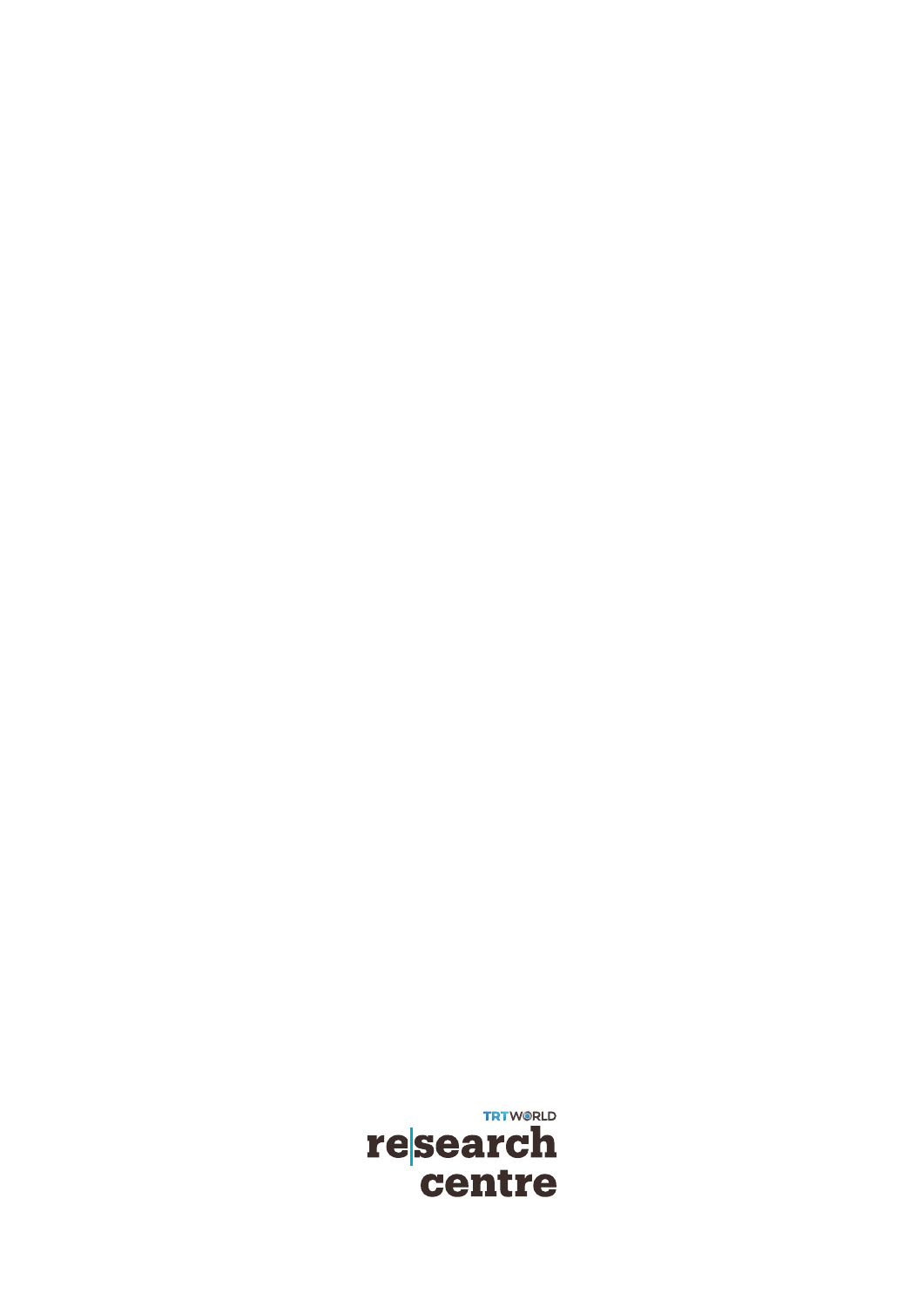TRTWORLD
research
centre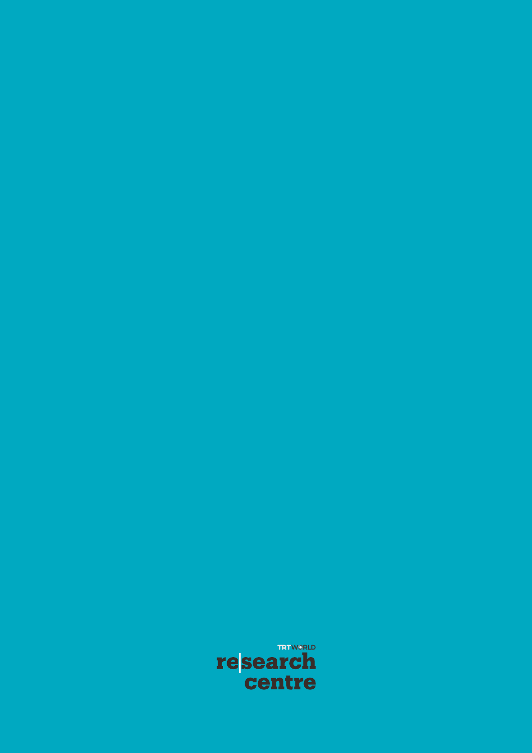TRTWORLD

research centre